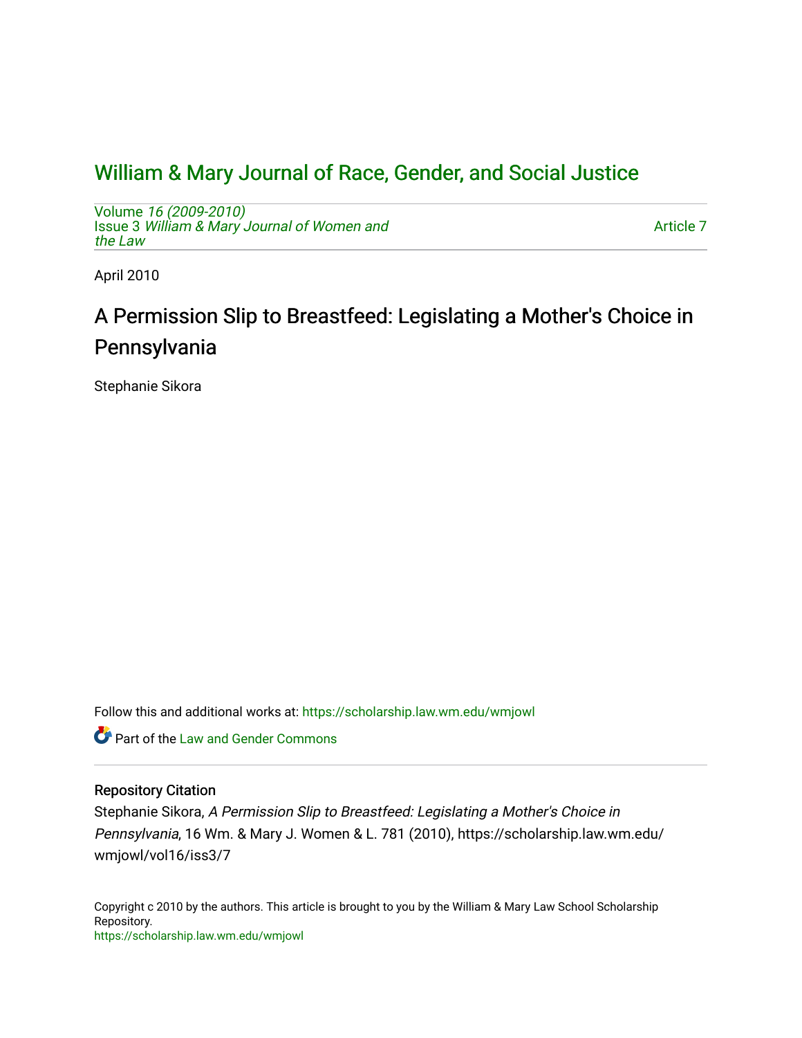# William & Mary Journal of Race, Gender, and Social Justice

Volume *16 (2009-2010)*
Issue 3 *William & Mary Journal of Women and the Law*

Article 7

April 2010

## A Permission Slip to Breastfeed: Legislating a Mother's Choice in Pennsylvania

Stephanie Sikora

Follow this and additional works at: https://scholarship.law.wm.edu/wmjowl

Part of the Law and Gender Commons

### Repository Citation

Stephanie Sikora, *A Permission Slip to Breastfeed: Legislating a Mother's Choice in Pennsylvania*, 16 Wm. & Mary J. Women & L. 781 (2010), https://scholarship.law.wm.edu/wmjowl/vol16/iss3/7

Copyright c 2010 by the authors. This article is brought to you by the William & Mary Law School Scholarship Repository.
https://scholarship.law.wm.edu/wmjowl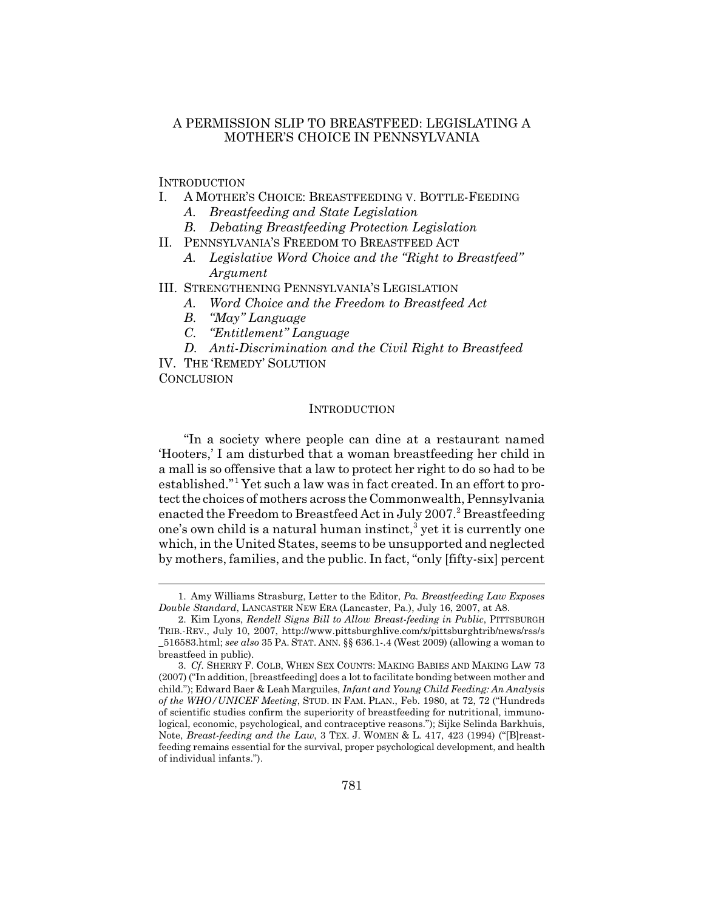# A PERMISSION SLIP TO BREASTFEED: LEGISLATING A MOTHER'S CHOICE IN PENNSYLVANIA

INTRODUCTION

I. A MOTHER'S CHOICE: BREASTFEEDING V. BOTTLE-FEEDING
   - *A. Breastfeeding and State Legislation*
   - *B. Debating Breastfeeding Protection Legislation*

II. PENNSYLVANIA'S FREEDOM TO BREASTFEED ACT
   - *A. Legislative Word Choice and the "Right to Breastfeed" Argument*

III. STRENGTHENING PENNSYLVANIA'S LEGISLATION
   - *A. Word Choice and the Freedom to Breastfeed Act*
   - *B. "May" Language*
   - *C. "Entitlement" Language*
   - *D. Anti-Discrimination and the Civil Right to Breastfeed*

IV. THE 'REMEDY' SOLUTION

CONCLUSION

## INTRODUCTION

"In a society where people can dine at a restaurant named 'Hooters,' I am disturbed that a woman breastfeeding her child in a mall is so offensive that a law to protect her right to do so had to be established."[1] Yet such a law was in fact created. In an effort to protect the choices of mothers across the Commonwealth, Pennsylvania enacted the Freedom to Breastfeed Act in July 2007.[2] Breastfeeding one's own child is a natural human instinct,[3] yet it is currently one which, in the United States, seems to be unsupported and neglected by mothers, families, and the public. In fact, "only [fifty-six] percent

---

1. Amy Williams Strasburg, Letter to the Editor, *Pa. Breastfeeding Law Exposes Double Standard*, LANCASTER NEW ERA (Lancaster, Pa.), July 16, 2007, at A8.

2. Kim Lyons, *Rendell Signs Bill to Allow Breast-feeding in Public*, PITTSBURGH TRIB.-REV., July 10, 2007, http://www.pittsburghlive.com/x/pittsburghtrib/news/rss/s_516583.html; *see also* 35 PA. STAT. ANN. §§ 636.1-.4 (West 2009) (allowing a woman to breastfeed in public).

3. *Cf.* SHERRY F. COLB, WHEN SEX COUNTS: MAKING BABIES AND MAKING LAW 73 (2007) ("In addition, [breastfeeding] does a lot to facilitate bonding between mother and child."); Edward Baer & Leah Marguiles, *Infant and Young Child Feeding: An Analysis of the WHO/UNICEF Meeting*, STUD. IN FAM. PLAN., Feb. 1980, at 72, 72 ("Hundreds of scientific studies confirm the superiority of breastfeeding for nutritional, immunological, economic, psychological, and contraceptive reasons."); Sijke Selinda Barkhuis, Note, *Breast-feeding and the Law*, 3 TEX. J. WOMEN & L. 417, 423 (1994) ("[B]reastfeeding remains essential for the survival, proper psychological development, and health of individual infants.").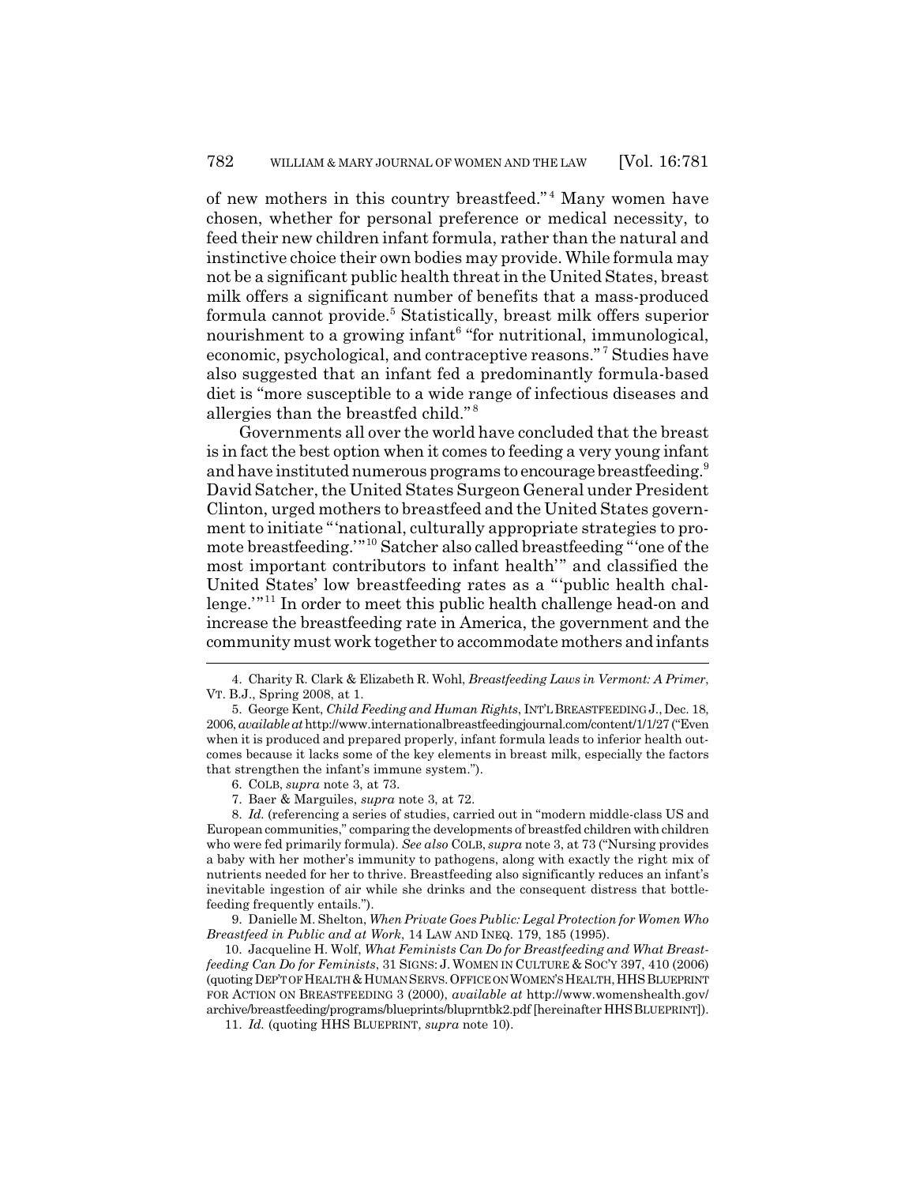of new mothers in this country breastfeed."[4] Many women have chosen, whether for personal preference or medical necessity, to feed their new children infant formula, rather than the natural and instinctive choice their own bodies may provide. While formula may not be a significant public health threat in the United States, breast milk offers a significant number of benefits that a mass-produced formula cannot provide.[5] Statistically, breast milk offers superior nourishment to a growing infant[6] "for nutritional, immunological, economic, psychological, and contraceptive reasons."[7] Studies have also suggested that an infant fed a predominantly formula-based diet is "more susceptible to a wide range of infectious diseases and allergies than the breastfed child."[8]

Governments all over the world have concluded that the breast is in fact the best option when it comes to feeding a very young infant and have instituted numerous programs to encourage breastfeeding.[9] David Satcher, the United States Surgeon General under President Clinton, urged mothers to breastfeed and the United States government to initiate "'national, culturally appropriate strategies to promote breastfeeding.'"[10] Satcher also called breastfeeding "'one of the most important contributors to infant health'" and classified the United States' low breastfeeding rates as a "'public health challenge.'"[11] In order to meet this public health challenge head-on and increase the breastfeeding rate in America, the government and the community must work together to accommodate mothers and infants

---

4. Charity R. Clark & Elizabeth R. Wohl, *Breastfeeding Laws in Vermont: A Primer*, VT. B.J., Spring 2008, at 1.

5. George Kent, *Child Feeding and Human Rights*, INT'L BREASTFEEDING J., Dec. 18, 2006, *available at* http://www.internationalbreastfeedingjournal.com/content/1/1/27 ("Even when it is produced and prepared properly, infant formula leads to inferior health outcomes because it lacks some of the key elements in breast milk, especially the factors that strengthen the infant's immune system.").

6. COLB, *supra* note 3, at 73.

7. Baer & Marguiles, *supra* note 3, at 72.

8. *Id.* (referencing a series of studies, carried out in "modern middle-class US and European communities," comparing the developments of breastfed children with children who were fed primarily formula). *See also* COLB, *supra* note 3, at 73 ("Nursing provides a baby with her mother's immunity to pathogens, along with exactly the right mix of nutrients needed for her to thrive. Breastfeeding also significantly reduces an infant's inevitable ingestion of air while she drinks and the consequent distress that bottle-feeding frequently entails.").

9. Danielle M. Shelton, *When Private Goes Public: Legal Protection for Women Who Breastfeed in Public and at Work*, 14 LAW AND INEQ. 179, 185 (1995).

10. Jacqueline H. Wolf, *What Feminists Can Do for Breastfeeding and What Breastfeeding Can Do for Feminists*, 31 SIGNS: J. WOMEN IN CULTURE & SOC'Y 397, 410 (2006) (quoting DEP'T OF HEALTH & HUMAN SERVS. OFFICE ON WOMEN'S HEALTH, HHS BLUEPRINT FOR ACTION ON BREASTFEEDING 3 (2000), *available at* http://www.womenshealth.gov/archive/breastfeeding/programs/blueprints/bluprntbk2.pdf [hereinafter HHS BLUEPRINT]).

11. *Id.* (quoting HHS BLUEPRINT, *supra* note 10).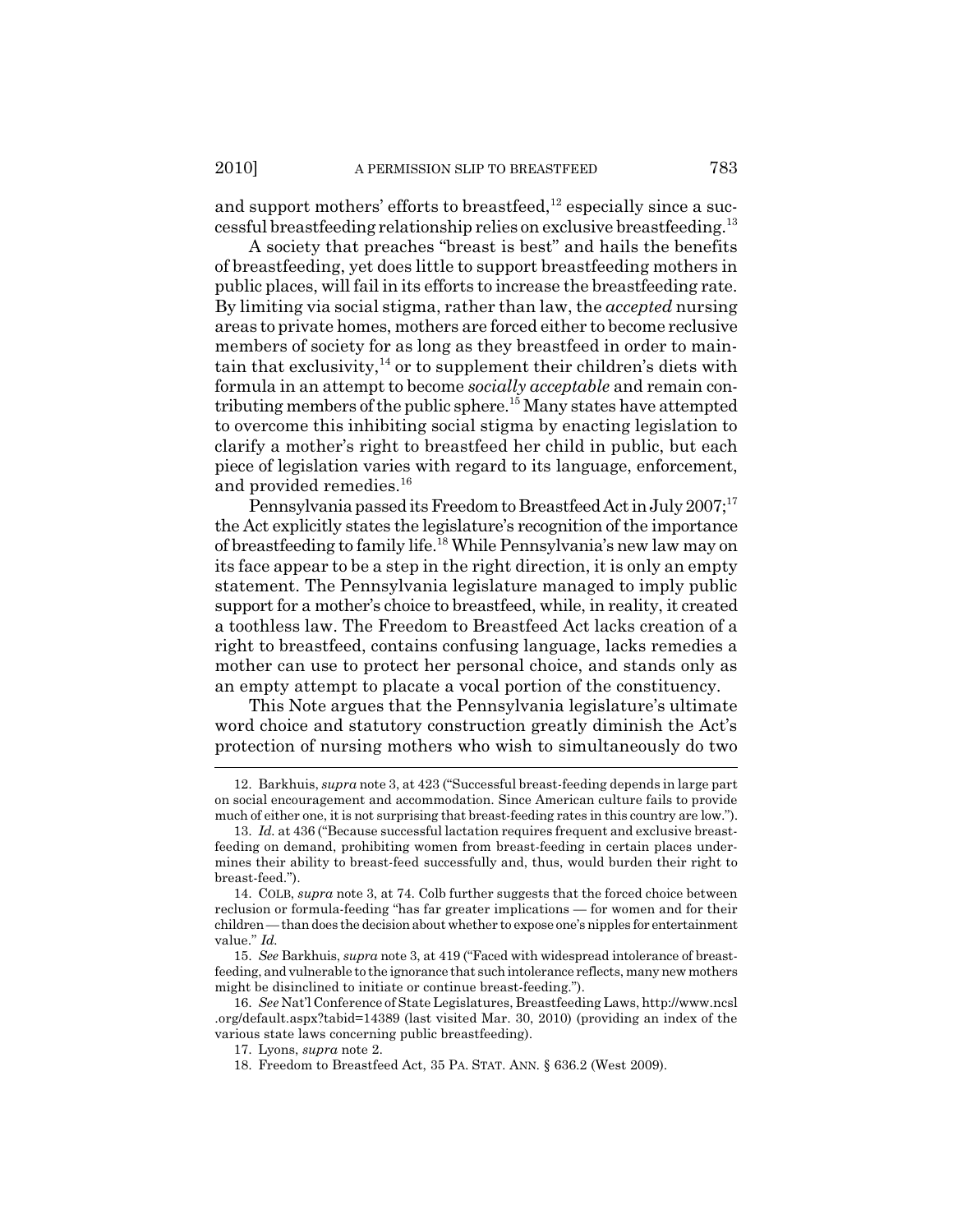and support mothers' efforts to breastfeed,[12] especially since a successful breastfeeding relationship relies on exclusive breastfeeding.[13]

A society that preaches "breast is best" and hails the benefits of breastfeeding, yet does little to support breastfeeding mothers in public places, will fail in its efforts to increase the breastfeeding rate. By limiting via social stigma, rather than law, the *accepted* nursing areas to private homes, mothers are forced either to become reclusive members of society for as long as they breastfeed in order to maintain that exclusivity,[14] or to supplement their children's diets with formula in an attempt to become *socially acceptable* and remain contributing members of the public sphere.[15] Many states have attempted to overcome this inhibiting social stigma by enacting legislation to clarify a mother's right to breastfeed her child in public, but each piece of legislation varies with regard to its language, enforcement, and provided remedies.[16]

Pennsylvania passed its Freedom to Breastfeed Act in July 2007;[17] the Act explicitly states the legislature's recognition of the importance of breastfeeding to family life.[18] While Pennsylvania's new law may on its face appear to be a step in the right direction, it is only an empty statement. The Pennsylvania legislature managed to imply public support for a mother's choice to breastfeed, while, in reality, it created a toothless law. The Freedom to Breastfeed Act lacks creation of a right to breastfeed, contains confusing language, lacks remedies a mother can use to protect her personal choice, and stands only as an empty attempt to placate a vocal portion of the constituency.

This Note argues that the Pennsylvania legislature's ultimate word choice and statutory construction greatly diminish the Act's protection of nursing mothers who wish to simultaneously do two

---

12. Barkhuis, *supra* note 3, at 423 ("Successful breast-feeding depends in large part on social encouragement and accommodation. Since American culture fails to provide much of either one, it is not surprising that breast-feeding rates in this country are low.").

13. *Id.* at 436 ("Because successful lactation requires frequent and exclusive breast-feeding on demand, prohibiting women from breast-feeding in certain places undermines their ability to breast-feed successfully and, thus, would burden their right to breast-feed.").

14. COLB, *supra* note 3, at 74. Colb further suggests that the forced choice between reclusion or formula-feeding "has far greater implications — for women and for their children — than does the decision about whether to expose one's nipples for entertainment value." *Id.*

15. *See* Barkhuis, *supra* note 3, at 419 ("Faced with widespread intolerance of breast-feeding, and vulnerable to the ignorance that such intolerance reflects, many new mothers might be disinclined to initiate or continue breast-feeding.").

16. *See* Nat'l Conference of State Legislatures, Breastfeeding Laws, http://www.ncsl.org/default.aspx?tabid=14389 (last visited Mar. 30, 2010) (providing an index of the various state laws concerning public breastfeeding).

17. Lyons, *supra* note 2.

18. Freedom to Breastfeed Act, 35 PA. STAT. ANN. § 636.2 (West 2009).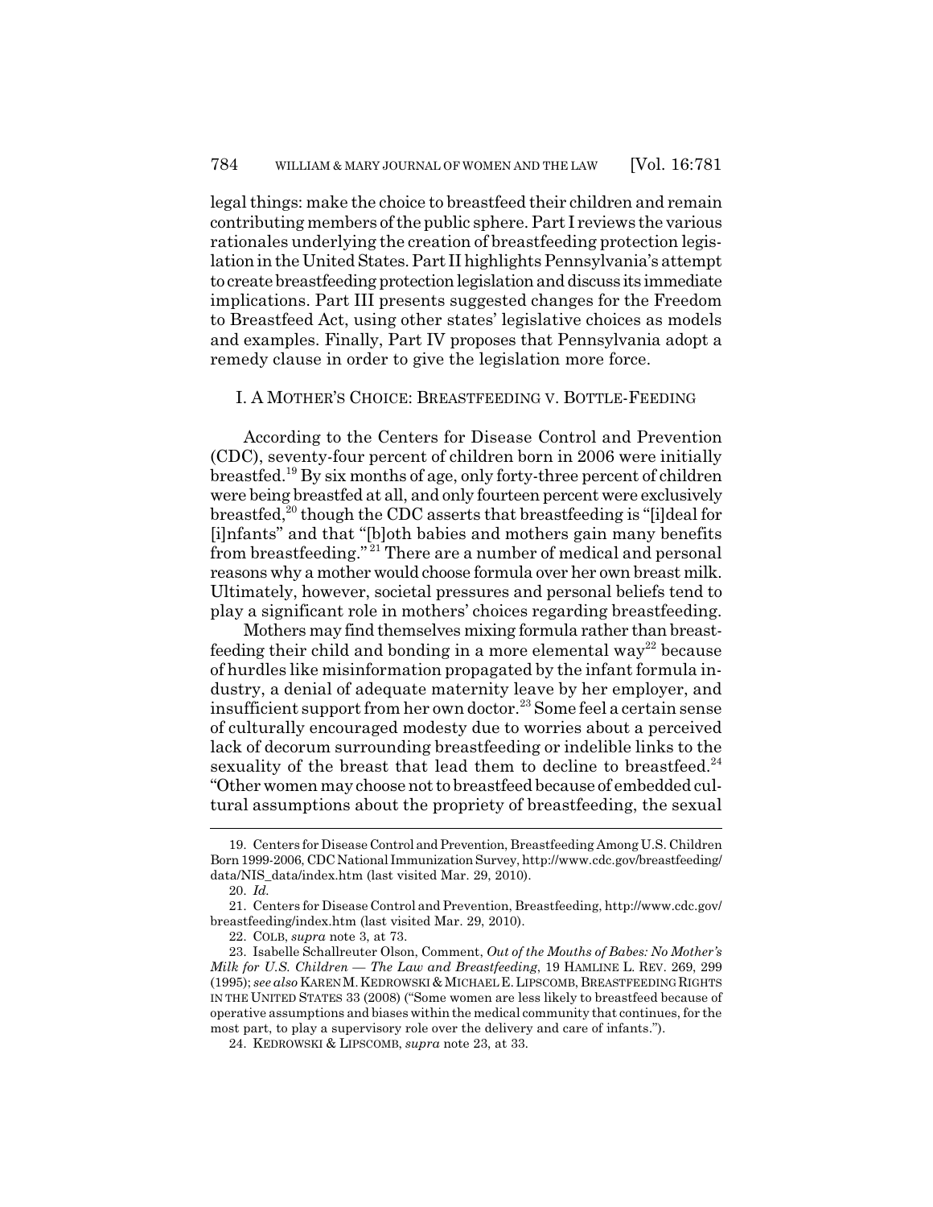legal things: make the choice to breastfeed their children and remain contributing members of the public sphere. Part I reviews the various rationales underlying the creation of breastfeeding protection legislation in the United States. Part II highlights Pennsylvania's attempt to create breastfeeding protection legislation and discuss its immediate implications. Part III presents suggested changes for the Freedom to Breastfeed Act, using other states' legislative choices as models and examples. Finally, Part IV proposes that Pennsylvania adopt a remedy clause in order to give the legislation more force.

## I. A MOTHER'S CHOICE: BREASTFEEDING V. BOTTLE-FEEDING

According to the Centers for Disease Control and Prevention (CDC), seventy-four percent of children born in 2006 were initially breastfed.[19] By six months of age, only forty-three percent of children were being breastfed at all, and only fourteen percent were exclusively breastfed,[20] though the CDC asserts that breastfeeding is "[i]deal for [i]nfants" and that "[b]oth babies and mothers gain many benefits from breastfeeding."[21] There are a number of medical and personal reasons why a mother would choose formula over her own breast milk. Ultimately, however, societal pressures and personal beliefs tend to play a significant role in mothers' choices regarding breastfeeding.

Mothers may find themselves mixing formula rather than breastfeeding their child and bonding in a more elemental way[22] because of hurdles like misinformation propagated by the infant formula industry, a denial of adequate maternity leave by her employer, and insufficient support from her own doctor.[23] Some feel a certain sense of culturally encouraged modesty due to worries about a perceived lack of decorum surrounding breastfeeding or indelible links to the sexuality of the breast that lead them to decline to breastfeed.[24] "Other women may choose not to breastfeed because of embedded cultural assumptions about the propriety of breastfeeding, the sexual

---

19. Centers for Disease Control and Prevention, Breastfeeding Among U.S. Children Born 1999-2006, CDC National Immunization Survey, http://www.cdc.gov/breastfeeding/data/NIS_data/index.htm (last visited Mar. 29, 2010).

20. *Id.*

21. Centers for Disease Control and Prevention, Breastfeeding, http://www.cdc.gov/breastfeeding/index.htm (last visited Mar. 29, 2010).

22. COLB, *supra* note 3, at 73.

23. Isabelle Schallreuter Olson, Comment, *Out of the Mouths of Babes: No Mother's Milk for U.S. Children — The Law and Breastfeeding*, 19 HAMLINE L. REV. 269, 299 (1995); *see also* KAREN M. KEDROWSKI & MICHAEL E. LIPSCOMB, BREASTFEEDING RIGHTS IN THE UNITED STATES 33 (2008) ("Some women are less likely to breastfeed because of operative assumptions and biases within the medical community that continues, for the most part, to play a supervisory role over the delivery and care of infants.").

24. KEDROWSKI & LIPSCOMB, *supra* note 23, at 33.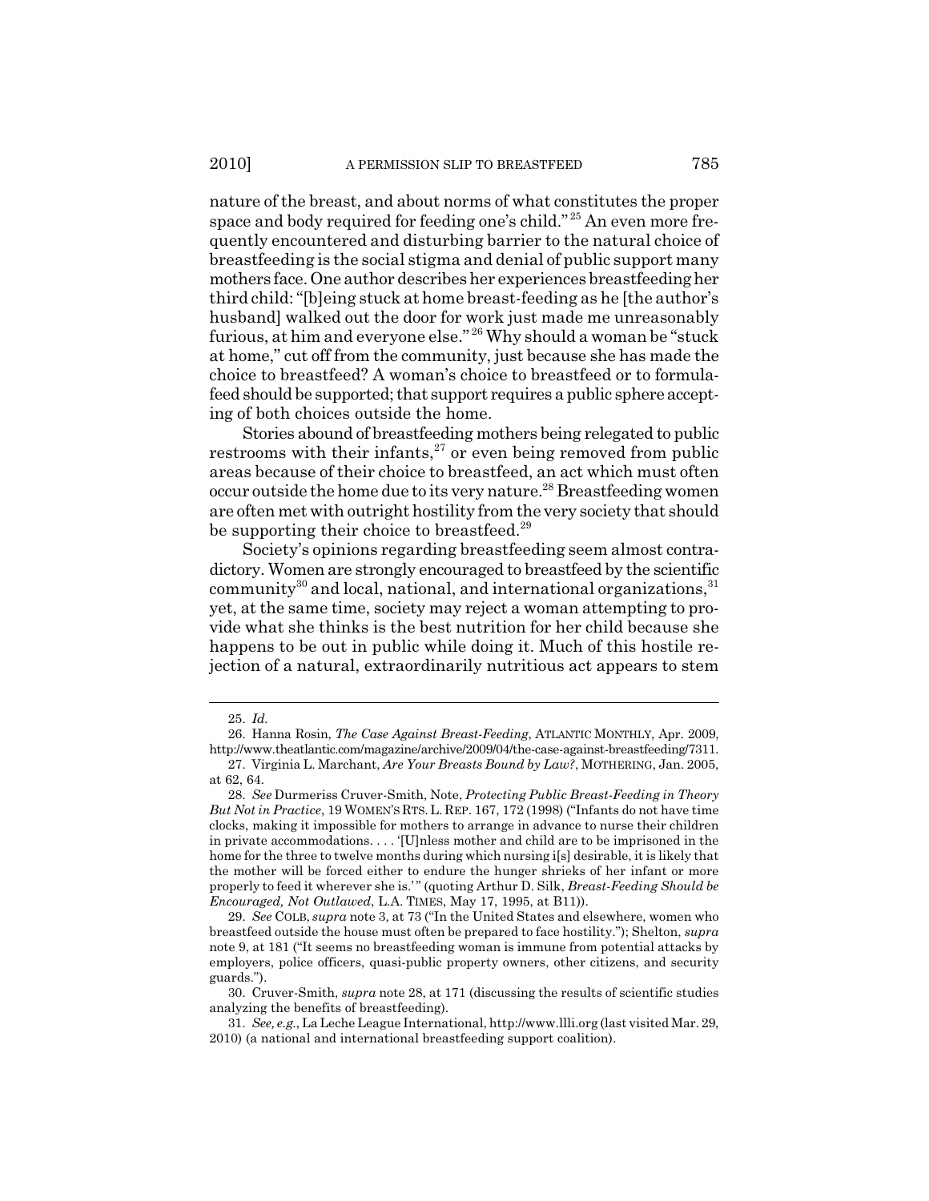nature of the breast, and about norms of what constitutes the proper space and body required for feeding one's child."[25] An even more frequently encountered and disturbing barrier to the natural choice of breastfeeding is the social stigma and denial of public support many mothers face. One author describes her experiences breastfeeding her third child: "[b]eing stuck at home breast-feeding as he [the author's husband] walked out the door for work just made me unreasonably furious, at him and everyone else."[26] Why should a woman be "stuck at home," cut off from the community, just because she has made the choice to breastfeed? A woman's choice to breastfeed or to formula-feed should be supported; that support requires a public sphere accepting of both choices outside the home.

Stories abound of breastfeeding mothers being relegated to public restrooms with their infants,[27] or even being removed from public areas because of their choice to breastfeed, an act which must often occur outside the home due to its very nature.[28] Breastfeeding women are often met with outright hostility from the very society that should be supporting their choice to breastfeed.[29]

Society's opinions regarding breastfeeding seem almost contradictory. Women are strongly encouraged to breastfeed by the scientific community[30] and local, national, and international organizations,[31] yet, at the same time, society may reject a woman attempting to provide what she thinks is the best nutrition for her child because she happens to be out in public while doing it. Much of this hostile rejection of a natural, extraordinarily nutritious act appears to stem

---

25. *Id.*

26. Hanna Rosin, *The Case Against Breast-Feeding*, ATLANTIC MONTHLY, Apr. 2009, http://www.theatlantic.com/magazine/archive/2009/04/the-case-against-breastfeeding/7311.

27. Virginia L. Marchant, *Are Your Breasts Bound by Law?*, MOTHERING, Jan. 2005, at 62, 64.

28. *See* Durmeriss Cruver-Smith, Note, *Protecting Public Breast-Feeding in Theory But Not in Practice*, 19 WOMEN'S RTS. L. REP. 167, 172 (1998) ("Infants do not have time clocks, making it impossible for mothers to arrange in advance to nurse their children in private accommodations. . . . '[U]nless mother and child are to be imprisoned in the home for the three to twelve months during which nursing i[s] desirable, it is likely that the mother will be forced either to endure the hunger shrieks of her infant or more properly to feed it wherever she is.'" (quoting Arthur D. Silk, *Breast-Feeding Should be Encouraged, Not Outlawed*, L.A. TIMES, May 17, 1995, at B11)).

29. *See* COLB, *supra* note 3, at 73 ("In the United States and elsewhere, women who breastfeed outside the house must often be prepared to face hostility."); Shelton, *supra* note 9, at 181 ("It seems no breastfeeding woman is immune from potential attacks by employers, police officers, quasi-public property owners, other citizens, and security guards.").

30. Cruver-Smith, *supra* note 28, at 171 (discussing the results of scientific studies analyzing the benefits of breastfeeding).

31. *See, e.g.*, La Leche League International, http://www.llli.org (last visited Mar. 29, 2010) (a national and international breastfeeding support coalition).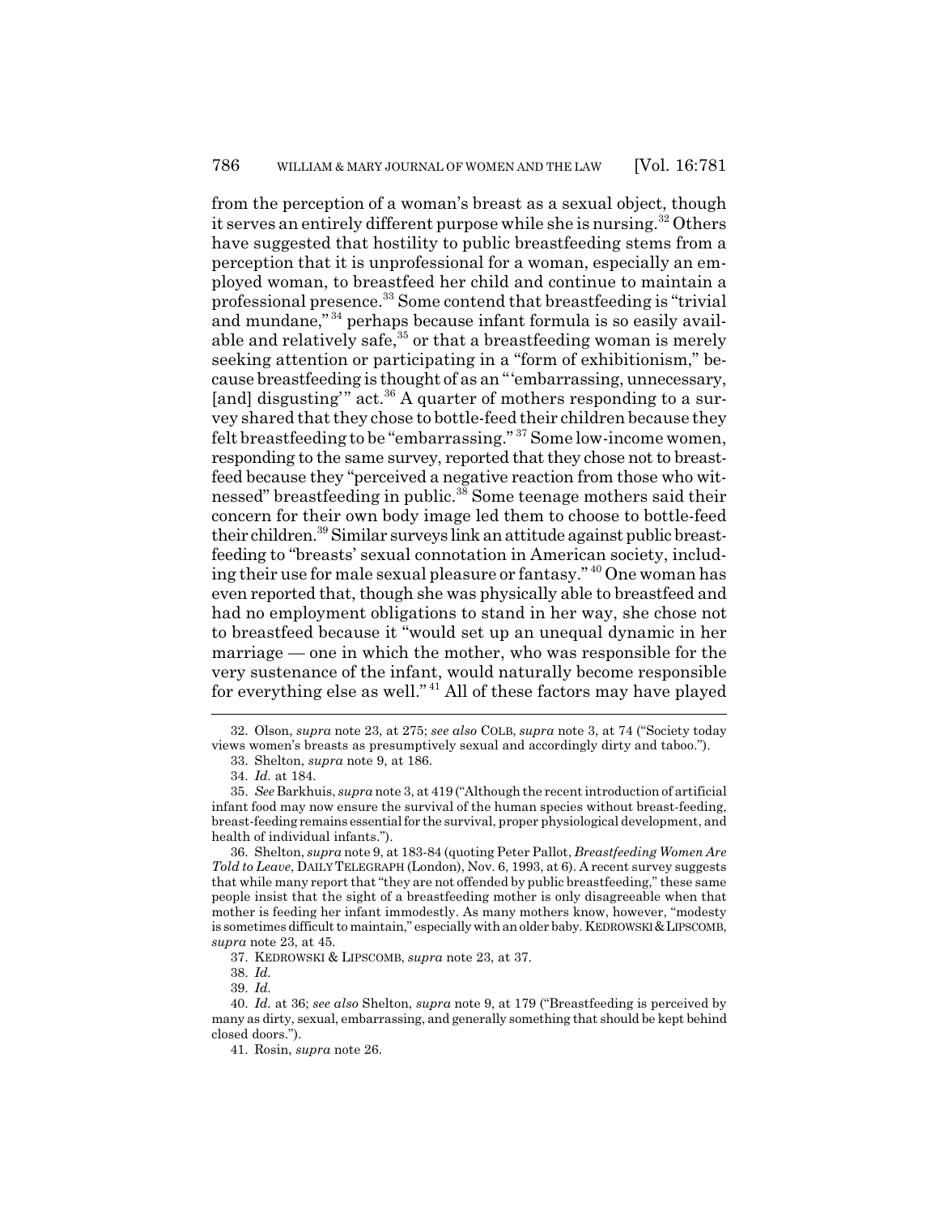from the perception of a woman's breast as a sexual object, though it serves an entirely different purpose while she is nursing.[32] Others have suggested that hostility to public breastfeeding stems from a perception that it is unprofessional for a woman, especially an employed woman, to breastfeed her child and continue to maintain a professional presence.[33] Some contend that breastfeeding is "trivial and mundane,"[34] perhaps because infant formula is so easily available and relatively safe,[35] or that a breastfeeding woman is merely seeking attention or participating in a "form of exhibitionism," because breastfeeding is thought of as an "'embarrassing, unnecessary, [and] disgusting'" act.[36] A quarter of mothers responding to a survey shared that they chose to bottle-feed their children because they felt breastfeeding to be "embarrassing."[37] Some low-income women, responding to the same survey, reported that they chose not to breastfeed because they "perceived a negative reaction from those who witnessed" breastfeeding in public.[38] Some teenage mothers said their concern for their own body image led them to choose to bottle-feed their children.[39] Similar surveys link an attitude against public breastfeeding to "breasts' sexual connotation in American society, including their use for male sexual pleasure or fantasy."[40] One woman has even reported that, though she was physically able to breastfeed and had no employment obligations to stand in her way, she chose not to breastfeed because it "would set up an unequal dynamic in her marriage — one in which the mother, who was responsible for the very sustenance of the infant, would naturally become responsible for everything else as well."[41] All of these factors may have played

---

32. Olson, *supra* note 23, at 275; *see also* COLB, *supra* note 3, at 74 ("Society today views women's breasts as presumptively sexual and accordingly dirty and taboo.").

33. Shelton, *supra* note 9, at 186.

34. *Id.* at 184.

35. *See* Barkhuis, *supra* note 3, at 419 ("Although the recent introduction of artificial infant food may now ensure the survival of the human species without breast-feeding, breast-feeding remains essential for the survival, proper physiological development, and health of individual infants.").

36. Shelton, *supra* note 9, at 183-84 (quoting Peter Pallot, *Breastfeeding Women Are Told to Leave*, DAILY TELEGRAPH (London), Nov. 6, 1993, at 6). A recent survey suggests that while many report that "they are not offended by public breastfeeding," these same people insist that the sight of a breastfeeding mother is only disagreeable when that mother is feeding her infant immodestly. As many mothers know, however, "modesty is sometimes difficult to maintain," especially with an older baby. KEDROWSKI & LIPSCOMB, *supra* note 23, at 45.

37. KEDROWSKI & LIPSCOMB, *supra* note 23, at 37.

38. *Id.*

39. *Id.*

40. *Id.* at 36; *see also* Shelton, *supra* note 9, at 179 ("Breastfeeding is perceived by many as dirty, sexual, embarrassing, and generally something that should be kept behind closed doors.").

41. Rosin, *supra* note 26.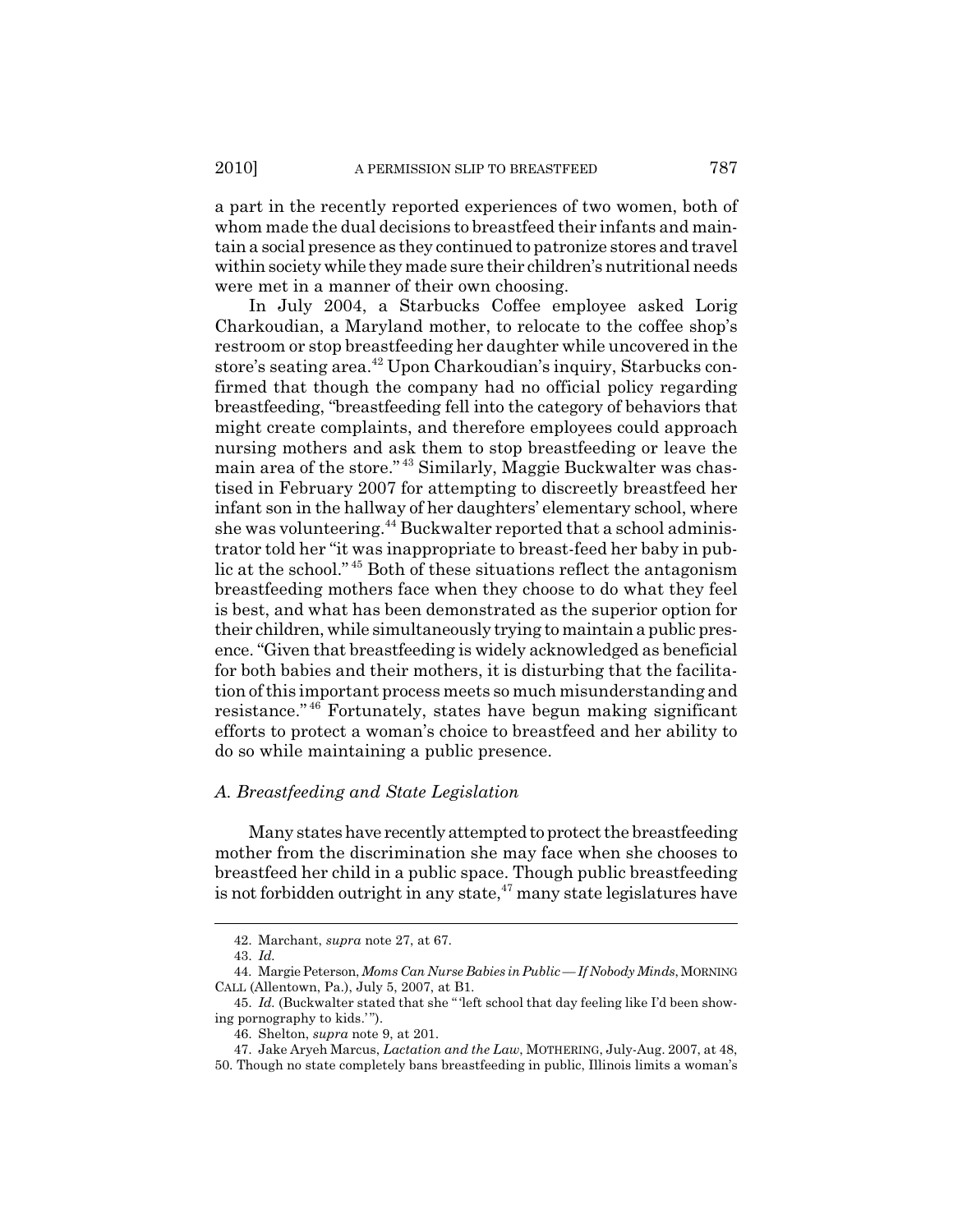a part in the recently reported experiences of two women, both of whom made the dual decisions to breastfeed their infants and maintain a social presence as they continued to patronize stores and travel within society while they made sure their children's nutritional needs were met in a manner of their own choosing.

In July 2004, a Starbucks Coffee employee asked Lorig Charkoudian, a Maryland mother, to relocate to the coffee shop's restroom or stop breastfeeding her daughter while uncovered in the store's seating area.[42] Upon Charkoudian's inquiry, Starbucks confirmed that though the company had no official policy regarding breastfeeding, "breastfeeding fell into the category of behaviors that might create complaints, and therefore employees could approach nursing mothers and ask them to stop breastfeeding or leave the main area of the store."[43] Similarly, Maggie Buckwalter was chastised in February 2007 for attempting to discreetly breastfeed her infant son in the hallway of her daughters' elementary school, where she was volunteering.[44] Buckwalter reported that a school administrator told her "it was inappropriate to breast-feed her baby in public at the school."[45] Both of these situations reflect the antagonism breastfeeding mothers face when they choose to do what they feel is best, and what has been demonstrated as the superior option for their children, while simultaneously trying to maintain a public presence. "Given that breastfeeding is widely acknowledged as beneficial for both babies and their mothers, it is disturbing that the facilitation of this important process meets so much misunderstanding and resistance."[46] Fortunately, states have begun making significant efforts to protect a woman's choice to breastfeed and her ability to do so while maintaining a public presence.

### *A. Breastfeeding and State Legislation*

Many states have recently attempted to protect the breastfeeding mother from the discrimination she may face when she chooses to breastfeed her child in a public space. Though public breastfeeding is not forbidden outright in any state,[47] many state legislatures have

---

42. Marchant, *supra* note 27, at 67.

43. *Id.*

44. Margie Peterson, *Moms Can Nurse Babies in Public — If Nobody Minds*, MORNING CALL (Allentown, Pa.), July 5, 2007, at B1.

45. *Id.* (Buckwalter stated that she "'left school that day feeling like I'd been showing pornography to kids.'").

46. Shelton, *supra* note 9, at 201.

47. Jake Aryeh Marcus, *Lactation and the Law*, MOTHERING, July-Aug. 2007, at 48, 50. Though no state completely bans breastfeeding in public, Illinois limits a woman's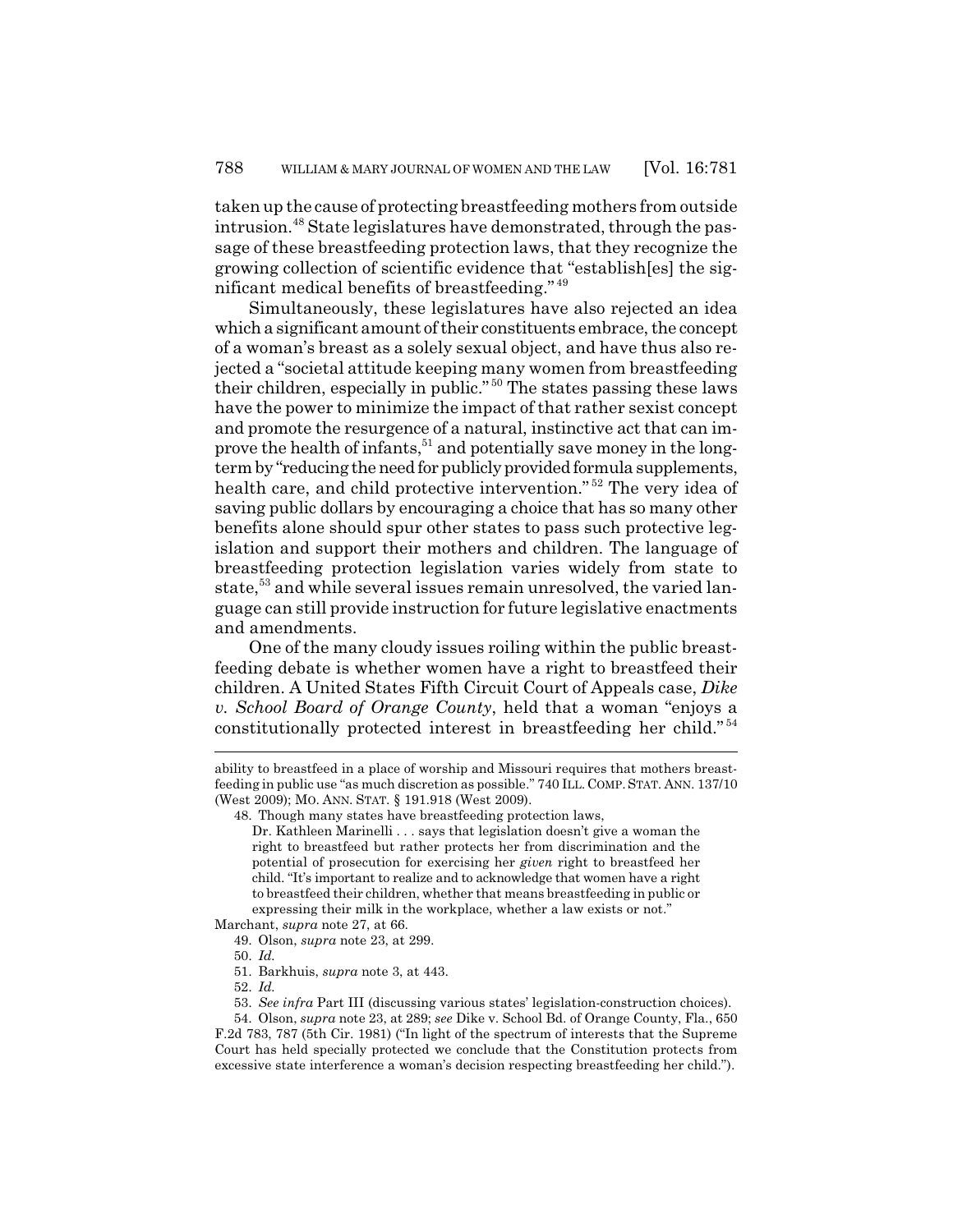taken up the cause of protecting breastfeeding mothers from outside intrusion.[48] State legislatures have demonstrated, through the passage of these breastfeeding protection laws, that they recognize the growing collection of scientific evidence that "establish[es] the significant medical benefits of breastfeeding."[49]

Simultaneously, these legislatures have also rejected an idea which a significant amount of their constituents embrace, the concept of a woman's breast as a solely sexual object, and have thus also rejected a "societal attitude keeping many women from breastfeeding their children, especially in public."[50] The states passing these laws have the power to minimize the impact of that rather sexist concept and promote the resurgence of a natural, instinctive act that can improve the health of infants,[51] and potentially save money in the long-term by "reducing the need for publicly provided formula supplements, health care, and child protective intervention."[52] The very idea of saving public dollars by encouraging a choice that has so many other benefits alone should spur other states to pass such protective legislation and support their mothers and children. The language of breastfeeding protection legislation varies widely from state to state,[53] and while several issues remain unresolved, the varied language can still provide instruction for future legislative enactments and amendments.

One of the many cloudy issues roiling within the public breastfeeding debate is whether women have a right to breastfeed their children. A United States Fifth Circuit Court of Appeals case, *Dike v. School Board of Orange County*, held that a woman "enjoys a constitutionally protected interest in breastfeeding her child."[54]

---

ability to breastfeed in a place of worship and Missouri requires that mothers breastfeeding in public use "as much discretion as possible." 740 ILL. COMP. STAT. ANN. 137/10 (West 2009); MO. ANN. STAT. § 191.918 (West 2009).

48. Though many states have breastfeeding protection laws,

> Dr. Kathleen Marinelli . . . says that legislation doesn't give a woman the right to breastfeed but rather protects her from discrimination and the potential of prosecution for exercising her *given* right to breastfeed her child. "It's important to realize and to acknowledge that women have a right to breastfeed their children, whether that means breastfeeding in public or expressing their milk in the workplace, whether a law exists or not."

Marchant, *supra* note 27, at 66.

49. Olson, *supra* note 23, at 299.

50. *Id.*

51. Barkhuis, *supra* note 3, at 443.

52. *Id.*

53. *See infra* Part III (discussing various states' legislation-construction choices).

54. Olson, *supra* note 23, at 289; *see* Dike v. School Bd. of Orange County, Fla., 650 F.2d 783, 787 (5th Cir. 1981) ("In light of the spectrum of interests that the Supreme Court has held specially protected we conclude that the Constitution protects from excessive state interference a woman's decision respecting breastfeeding her child.").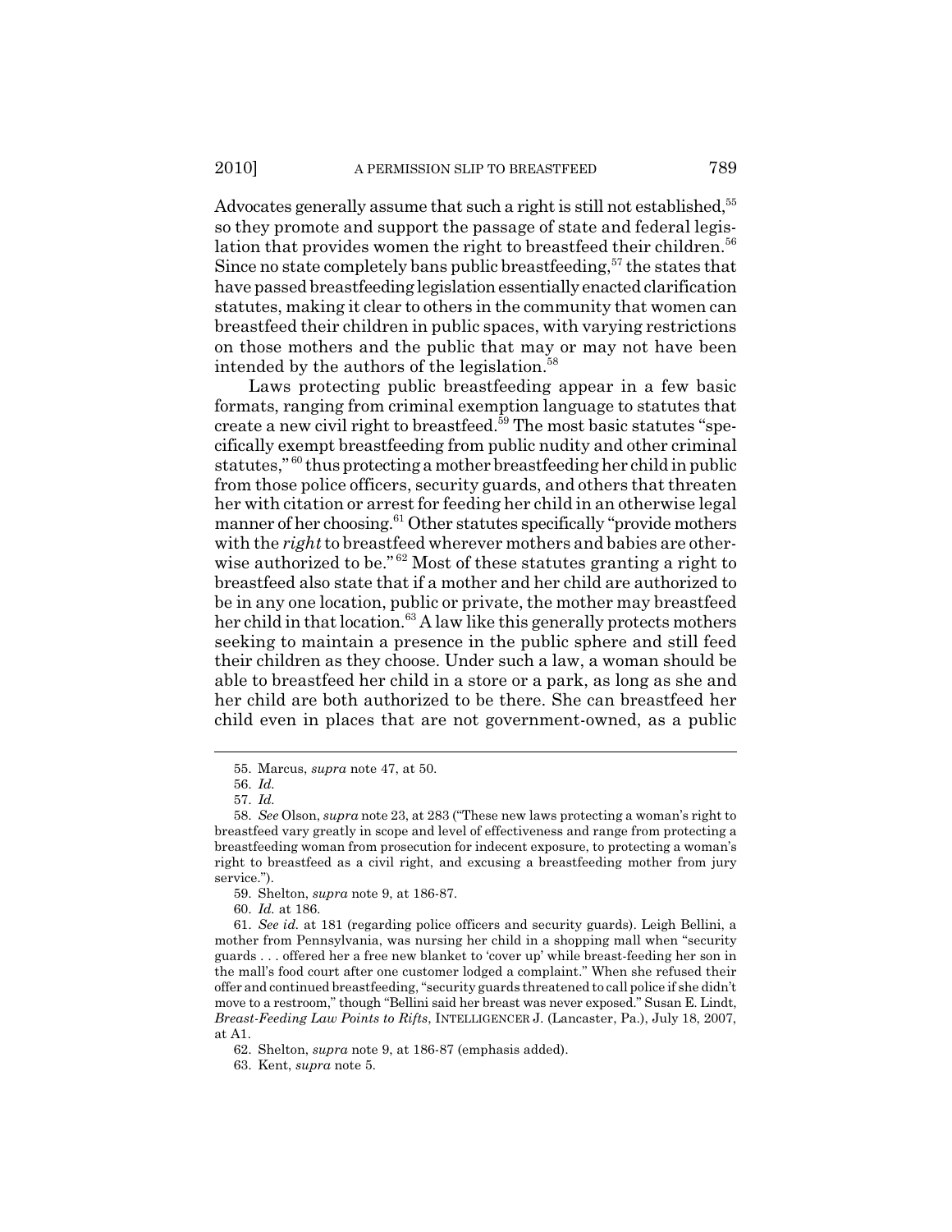Advocates generally assume that such a right is still not established,[55] so they promote and support the passage of state and federal legislation that provides women the right to breastfeed their children.[56] Since no state completely bans public breastfeeding,[57] the states that have passed breastfeeding legislation essentially enacted clarification statutes, making it clear to others in the community that women can breastfeed their children in public spaces, with varying restrictions on those mothers and the public that may or may not have been intended by the authors of the legislation.[58]

Laws protecting public breastfeeding appear in a few basic formats, ranging from criminal exemption language to statutes that create a new civil right to breastfeed.[59] The most basic statutes "specifically exempt breastfeeding from public nudity and other criminal statutes,"[60] thus protecting a mother breastfeeding her child in public from those police officers, security guards, and others that threaten her with citation or arrest for feeding her child in an otherwise legal manner of her choosing.[61] Other statutes specifically "provide mothers with the *right* to breastfeed wherever mothers and babies are otherwise authorized to be."[62] Most of these statutes granting a right to breastfeed also state that if a mother and her child are authorized to be in any one location, public or private, the mother may breastfeed her child in that location.[63] A law like this generally protects mothers seeking to maintain a presence in the public sphere and still feed their children as they choose. Under such a law, a woman should be able to breastfeed her child in a store or a park, as long as she and her child are both authorized to be there. She can breastfeed her child even in places that are not government-owned, as a public

---

55. Marcus, *supra* note 47, at 50.

56. *Id.*

57. *Id.*

58. *See* Olson, *supra* note 23, at 283 ("These new laws protecting a woman's right to breastfeed vary greatly in scope and level of effectiveness and range from protecting a breastfeeding woman from prosecution for indecent exposure, to protecting a woman's right to breastfeed as a civil right, and excusing a breastfeeding mother from jury service.").

59. Shelton, *supra* note 9, at 186-87.

60. *Id.* at 186.

61. *See id.* at 181 (regarding police officers and security guards). Leigh Bellini, a mother from Pennsylvania, was nursing her child in a shopping mall when "security guards . . . offered her a free new blanket to 'cover up' while breast-feeding her son in the mall's food court after one customer lodged a complaint." When she refused their offer and continued breastfeeding, "security guards threatened to call police if she didn't move to a restroom," though "Bellini said her breast was never exposed." Susan E. Lindt, *Breast-Feeding Law Points to Rifts*, INTELLIGENCER J. (Lancaster, Pa.), July 18, 2007, at A1.

62. Shelton, *supra* note 9, at 186-87 (emphasis added).

63. Kent, *supra* note 5.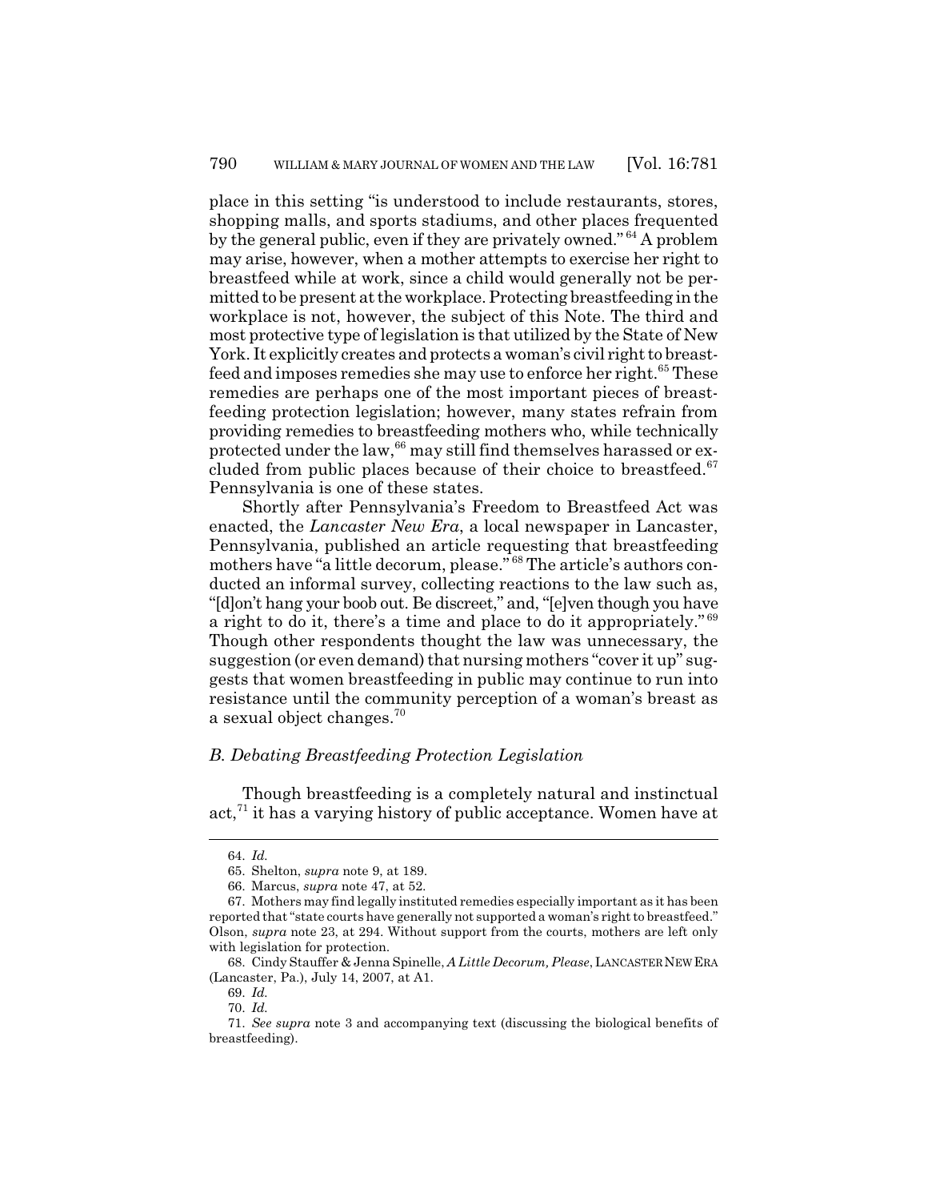place in this setting "is understood to include restaurants, stores, shopping malls, and sports stadiums, and other places frequented by the general public, even if they are privately owned."[64] A problem may arise, however, when a mother attempts to exercise her right to breastfeed while at work, since a child would generally not be permitted to be present at the workplace. Protecting breastfeeding in the workplace is not, however, the subject of this Note. The third and most protective type of legislation is that utilized by the State of New York. It explicitly creates and protects a woman's civil right to breastfeed and imposes remedies she may use to enforce her right.[65] These remedies are perhaps one of the most important pieces of breastfeeding protection legislation; however, many states refrain from providing remedies to breastfeeding mothers who, while technically protected under the law,[66] may still find themselves harassed or excluded from public places because of their choice to breastfeed.[67] Pennsylvania is one of these states.

Shortly after Pennsylvania's Freedom to Breastfeed Act was enacted, the *Lancaster New Era*, a local newspaper in Lancaster, Pennsylvania, published an article requesting that breastfeeding mothers have "a little decorum, please."[68] The article's authors conducted an informal survey, collecting reactions to the law such as, "[d]on't hang your boob out. Be discreet," and, "[e]ven though you have a right to do it, there's a time and place to do it appropriately."[69] Though other respondents thought the law was unnecessary, the suggestion (or even demand) that nursing mothers "cover it up" suggests that women breastfeeding in public may continue to run into resistance until the community perception of a woman's breast as a sexual object changes.[70]

### *B. Debating Breastfeeding Protection Legislation*

Though breastfeeding is a completely natural and instinctual act,[71] it has a varying history of public acceptance. Women have at

---

64. *Id.*

65. Shelton, *supra* note 9, at 189.

66. Marcus, *supra* note 47, at 52.

67. Mothers may find legally instituted remedies especially important as it has been reported that "state courts have generally not supported a woman's right to breastfeed." Olson, *supra* note 23, at 294. Without support from the courts, mothers are left only with legislation for protection.

68. Cindy Stauffer & Jenna Spinelle, *A Little Decorum, Please*, LANCASTER NEW ERA (Lancaster, Pa.), July 14, 2007, at A1.

69. *Id.*

70. *Id.*

71. *See supra* note 3 and accompanying text (discussing the biological benefits of breastfeeding).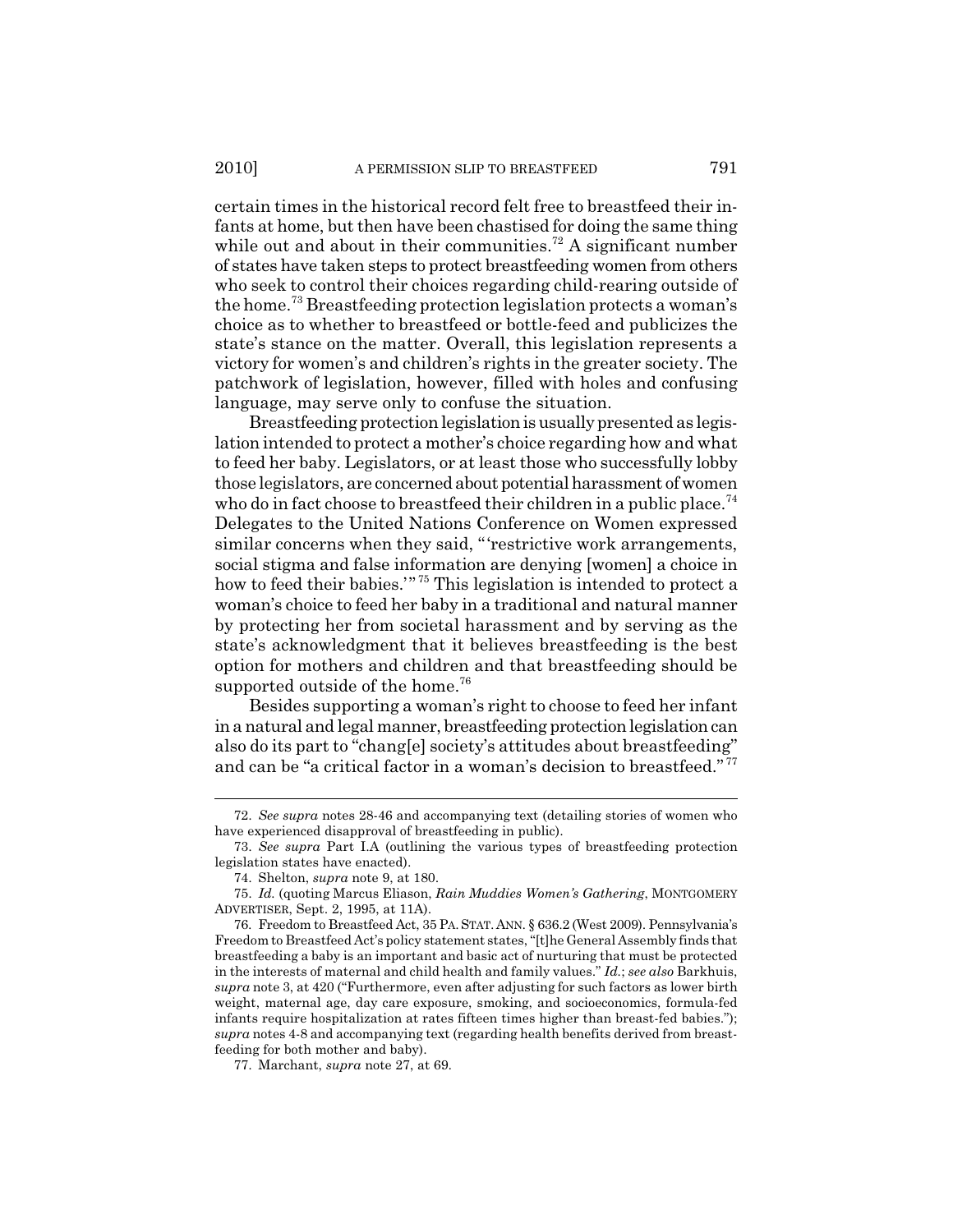certain times in the historical record felt free to breastfeed their infants at home, but then have been chastised for doing the same thing while out and about in their communities.[72] A significant number of states have taken steps to protect breastfeeding women from others who seek to control their choices regarding child-rearing outside of the home.[73] Breastfeeding protection legislation protects a woman's choice as to whether to breastfeed or bottle-feed and publicizes the state's stance on the matter. Overall, this legislation represents a victory for women's and children's rights in the greater society. The patchwork of legislation, however, filled with holes and confusing language, may serve only to confuse the situation.

Breastfeeding protection legislation is usually presented as legislation intended to protect a mother's choice regarding how and what to feed her baby. Legislators, or at least those who successfully lobby those legislators, are concerned about potential harassment of women who do in fact choose to breastfeed their children in a public place.[74] Delegates to the United Nations Conference on Women expressed similar concerns when they said, "'restrictive work arrangements, social stigma and false information are denying [women] a choice in how to feed their babies.'"[75] This legislation is intended to protect a woman's choice to feed her baby in a traditional and natural manner by protecting her from societal harassment and by serving as the state's acknowledgment that it believes breastfeeding is the best option for mothers and children and that breastfeeding should be supported outside of the home.[76]

Besides supporting a woman's right to choose to feed her infant in a natural and legal manner, breastfeeding protection legislation can also do its part to "chang[e] society's attitudes about breastfeeding" and can be "a critical factor in a woman's decision to breastfeed."[77]

---

72. *See supra* notes 28-46 and accompanying text (detailing stories of women who have experienced disapproval of breastfeeding in public).

73. *See supra* Part I.A (outlining the various types of breastfeeding protection legislation states have enacted).

74. Shelton, *supra* note 9, at 180.

75. *Id.* (quoting Marcus Eliason, *Rain Muddies Women's Gathering*, MONTGOMERY ADVERTISER, Sept. 2, 1995, at 11A).

76. Freedom to Breastfeed Act, 35 PA. STAT. ANN. § 636.2 (West 2009). Pennsylvania's Freedom to Breastfeed Act's policy statement states, "[t]he General Assembly finds that breastfeeding a baby is an important and basic act of nurturing that must be protected in the interests of maternal and child health and family values." *Id.*; *see also* Barkhuis, *supra* note 3, at 420 ("Furthermore, even after adjusting for such factors as lower birth weight, maternal age, day care exposure, smoking, and socioeconomics, formula-fed infants require hospitalization at rates fifteen times higher than breast-fed babies."); *supra* notes 4-8 and accompanying text (regarding health benefits derived from breastfeeding for both mother and baby).

77. Marchant, *supra* note 27, at 69.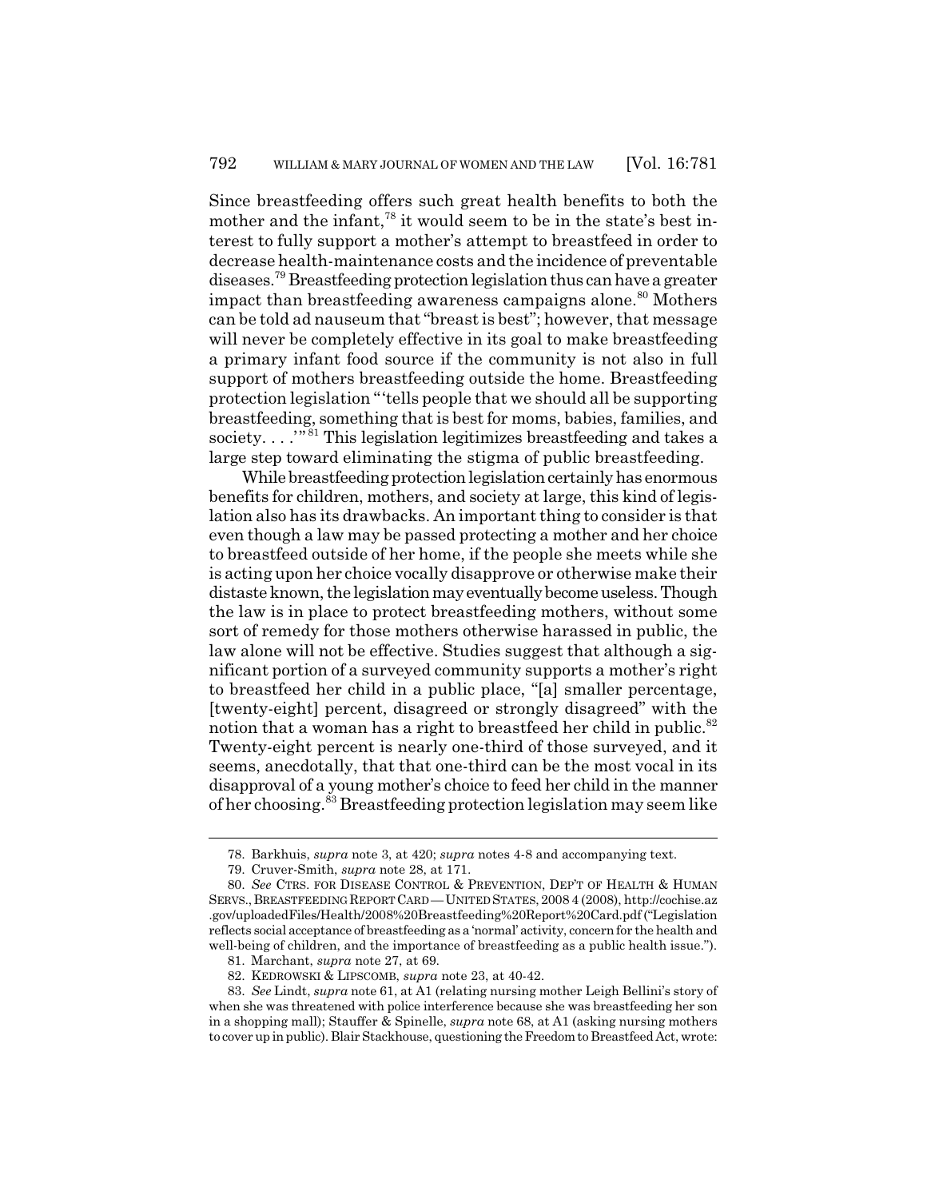Since breastfeeding offers such great health benefits to both the mother and the infant,[78] it would seem to be in the state's best interest to fully support a mother's attempt to breastfeed in order to decrease health-maintenance costs and the incidence of preventable diseases.[79] Breastfeeding protection legislation thus can have a greater impact than breastfeeding awareness campaigns alone.[80] Mothers can be told ad nauseum that "breast is best"; however, that message will never be completely effective in its goal to make breastfeeding a primary infant food source if the community is not also in full support of mothers breastfeeding outside the home. Breastfeeding protection legislation "'tells people that we should all be supporting breastfeeding, something that is best for moms, babies, families, and society. . . .'"[81] This legislation legitimizes breastfeeding and takes a large step toward eliminating the stigma of public breastfeeding.

While breastfeeding protection legislation certainly has enormous benefits for children, mothers, and society at large, this kind of legislation also has its drawbacks. An important thing to consider is that even though a law may be passed protecting a mother and her choice to breastfeed outside of her home, if the people she meets while she is acting upon her choice vocally disapprove or otherwise make their distaste known, the legislation may eventually become useless. Though the law is in place to protect breastfeeding mothers, without some sort of remedy for those mothers otherwise harassed in public, the law alone will not be effective. Studies suggest that although a significant portion of a surveyed community supports a mother's right to breastfeed her child in a public place, "[a] smaller percentage, [twenty-eight] percent, disagreed or strongly disagreed" with the notion that a woman has a right to breastfeed her child in public.[82] Twenty-eight percent is nearly one-third of those surveyed, and it seems, anecdotally, that that one-third can be the most vocal in its disapproval of a young mother's choice to feed her child in the manner of her choosing.[83] Breastfeeding protection legislation may seem like

---

78. Barkhuis, *supra* note 3, at 420; *supra* notes 4-8 and accompanying text.

79. Cruver-Smith, *supra* note 28, at 171.

80. *See* CTRS. FOR DISEASE CONTROL & PREVENTION, DEP'T OF HEALTH & HUMAN SERVS., BREASTFEEDING REPORT CARD — UNITED STATES, 2008 4 (2008), http://cochise.az.gov/uploadedFiles/Health/2008%20Breastfeeding%20Report%20Card.pdf ("Legislation reflects social acceptance of breastfeeding as a 'normal' activity, concern for the health and well-being of children, and the importance of breastfeeding as a public health issue.").

81. Marchant, *supra* note 27, at 69.

82. KEDROWSKI & LIPSCOMB, *supra* note 23, at 40-42.

83. *See* Lindt, *supra* note 61, at A1 (relating nursing mother Leigh Bellini's story of when she was threatened with police interference because she was breastfeeding her son in a shopping mall); Stauffer & Spinelle, *supra* note 68, at A1 (asking nursing mothers to cover up in public). Blair Stackhouse, questioning the Freedom to Breastfeed Act, wrote: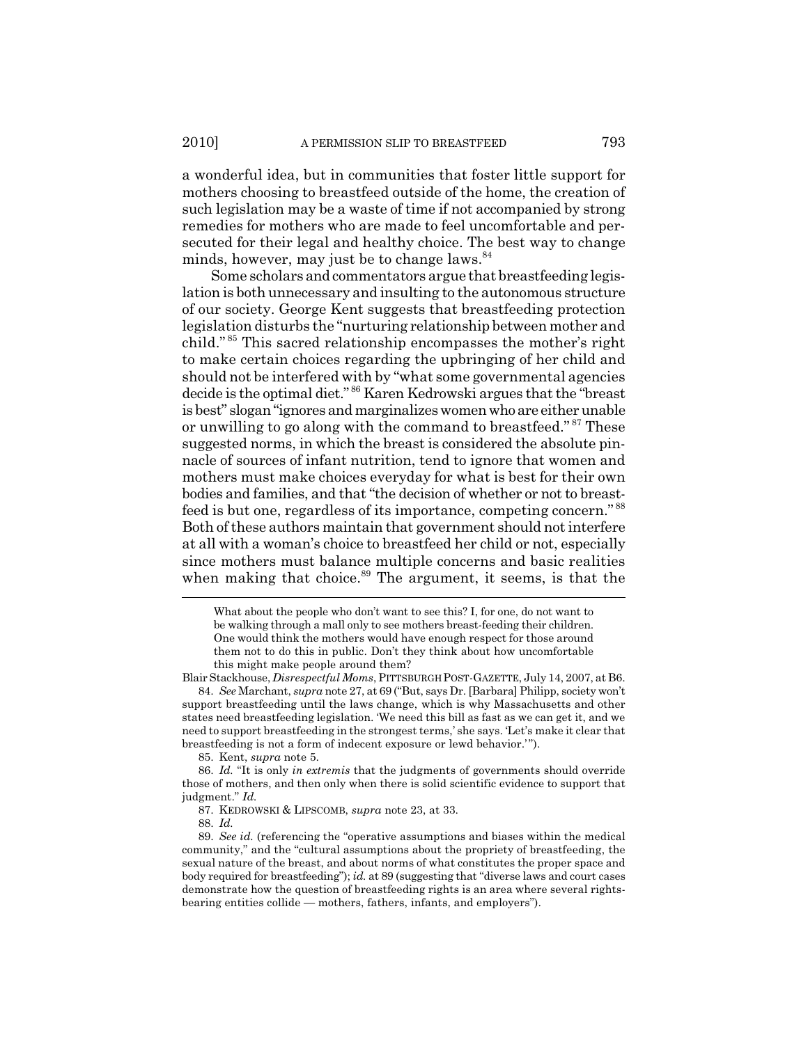a wonderful idea, but in communities that foster little support for mothers choosing to breastfeed outside of the home, the creation of such legislation may be a waste of time if not accompanied by strong remedies for mothers who are made to feel uncomfortable and persecuted for their legal and healthy choice. The best way to change minds, however, may just be to change laws.[84]

Some scholars and commentators argue that breastfeeding legislation is both unnecessary and insulting to the autonomous structure of our society. George Kent suggests that breastfeeding protection legislation disturbs the "nurturing relationship between mother and child."[85] This sacred relationship encompasses the mother's right to make certain choices regarding the upbringing of her child and should not be interfered with by "what some governmental agencies decide is the optimal diet."[86] Karen Kedrowski argues that the "breast is best" slogan "ignores and marginalizes women who are either unable or unwilling to go along with the command to breastfeed."[87] These suggested norms, in which the breast is considered the absolute pinnacle of sources of infant nutrition, tend to ignore that women and mothers must make choices everyday for what is best for their own bodies and families, and that "the decision of whether or not to breastfeed is but one, regardless of its importance, competing concern."[88] Both of these authors maintain that government should not interfere at all with a woman's choice to breastfeed her child or not, especially since mothers must balance multiple concerns and basic realities when making that choice.[89] The argument, it seems, is that the

---

> What about the people who don't want to see this? I, for one, do not want to be walking through a mall only to see mothers breast-feeding their children. One would think the mothers would have enough respect for those around them not to do this in public. Don't they think about how uncomfortable this might make people around them?

Blair Stackhouse, *Disrespectful Moms*, PITTSBURGH POST-GAZETTE, July 14, 2007, at B6.

84. *See* Marchant, *supra* note 27, at 69 ("But, says Dr. [Barbara] Philipp, society won't support breastfeeding until the laws change, which is why Massachusetts and other states need breastfeeding legislation. 'We need this bill as fast as we can get it, and we need to support breastfeeding in the strongest terms,' she says. 'Let's make it clear that breastfeeding is not a form of indecent exposure or lewd behavior.'").

85. Kent, *supra* note 5.

86. *Id.* "It is only *in extremis* that the judgments of governments should override those of mothers, and then only when there is solid scientific evidence to support that judgment." *Id.*

87. KEDROWSKI & LIPSCOMB, *supra* note 23, at 33.

88. *Id.*

89. *See id.* (referencing the "operative assumptions and biases within the medical community," and the "cultural assumptions about the propriety of breastfeeding, the sexual nature of the breast, and about norms of what constitutes the proper space and body required for breastfeeding"); *id.* at 89 (suggesting that "diverse laws and court cases demonstrate how the question of breastfeeding rights is an area where several rights-bearing entities collide — mothers, fathers, infants, and employers").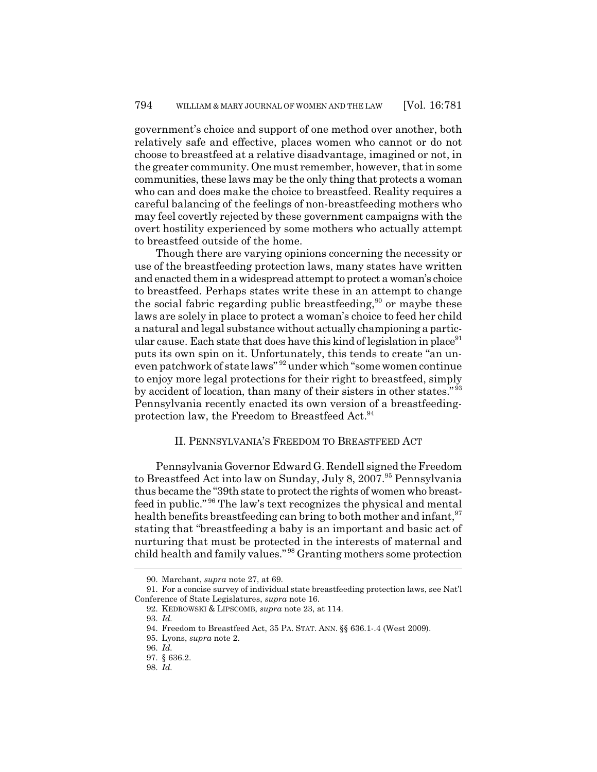government's choice and support of one method over another, both relatively safe and effective, places women who cannot or do not choose to breastfeed at a relative disadvantage, imagined or not, in the greater community. One must remember, however, that in some communities, these laws may be the only thing that protects a woman who can and does make the choice to breastfeed. Reality requires a careful balancing of the feelings of non-breastfeeding mothers who may feel covertly rejected by these government campaigns with the overt hostility experienced by some mothers who actually attempt to breastfeed outside of the home.

Though there are varying opinions concerning the necessity or use of the breastfeeding protection laws, many states have written and enacted them in a widespread attempt to protect a woman's choice to breastfeed. Perhaps states write these in an attempt to change the social fabric regarding public breastfeeding,[90] or maybe these laws are solely in place to protect a woman's choice to feed her child a natural and legal substance without actually championing a particular cause. Each state that does have this kind of legislation in place[91] puts its own spin on it. Unfortunately, this tends to create "an uneven patchwork of state laws"[92] under which "some women continue to enjoy more legal protections for their right to breastfeed, simply by accident of location, than many of their sisters in other states."[93] Pennsylvania recently enacted its own version of a breastfeeding-protection law, the Freedom to Breastfeed Act.[94]

## II. PENNSYLVANIA'S FREEDOM TO BREASTFEED ACT

Pennsylvania Governor Edward G. Rendell signed the Freedom to Breastfeed Act into law on Sunday, July 8, 2007.[95] Pennsylvania thus became the "39th state to protect the rights of women who breastfeed in public."[96] The law's text recognizes the physical and mental health benefits breastfeeding can bring to both mother and infant,[97] stating that "breastfeeding a baby is an important and basic act of nurturing that must be protected in the interests of maternal and child health and family values."[98] Granting mothers some protection

90. Marchant, *supra* note 27, at 69.

91. For a concise survey of individual state breastfeeding protection laws, see Nat'l Conference of State Legislatures, *supra* note 16.

92. KEDROWSKI & LIPSCOMB, *supra* note 23, at 114.

93. *Id.*

94. Freedom to Breastfeed Act, 35 PA. STAT. ANN. §§ 636.1-.4 (West 2009).

95. Lyons, *supra* note 2.

96. *Id.*

97. § 636.2.

98. *Id.*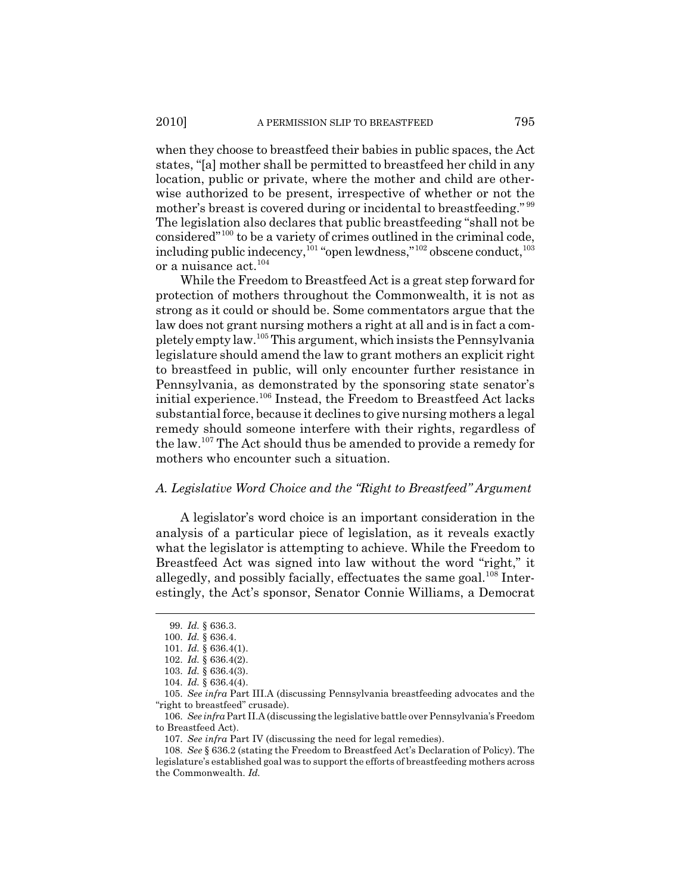when they choose to breastfeed their babies in public spaces, the Act states, "[a] mother shall be permitted to breastfeed her child in any location, public or private, where the mother and child are otherwise authorized to be present, irrespective of whether or not the mother's breast is covered during or incidental to breastfeeding."[99] The legislation also declares that public breastfeeding "shall not be considered"[100] to be a variety of crimes outlined in the criminal code, including public indecency,[101] "open lewdness,"[102] obscene conduct,[103] or a nuisance act.[104]

While the Freedom to Breastfeed Act is a great step forward for protection of mothers throughout the Commonwealth, it is not as strong as it could or should be. Some commentators argue that the law does not grant nursing mothers a right at all and is in fact a completely empty law.[105] This argument, which insists the Pennsylvania legislature should amend the law to grant mothers an explicit right to breastfeed in public, will only encounter further resistance in Pennsylvania, as demonstrated by the sponsoring state senator's initial experience.[106] Instead, the Freedom to Breastfeed Act lacks substantial force, because it declines to give nursing mothers a legal remedy should someone interfere with their rights, regardless of the law.[107] The Act should thus be amended to provide a remedy for mothers who encounter such a situation.

### *A. Legislative Word Choice and the "Right to Breastfeed" Argument*

A legislator's word choice is an important consideration in the analysis of a particular piece of legislation, as it reveals exactly what the legislator is attempting to achieve. While the Freedom to Breastfeed Act was signed into law without the word "right," it allegedly, and possibly facially, effectuates the same goal.[108] Interestingly, the Act's sponsor, Senator Connie Williams, a Democrat

---

99. *Id.* § 636.3.

100. *Id.* § 636.4.

101. *Id.* § 636.4(1).

102. *Id.* § 636.4(2).

103. *Id.* § 636.4(3).

104. *Id.* § 636.4(4).

105. *See infra* Part III.A (discussing Pennsylvania breastfeeding advocates and the "right to breastfeed" crusade).

106. *See infra* Part II.A (discussing the legislative battle over Pennsylvania's Freedom to Breastfeed Act).

107. *See infra* Part IV (discussing the need for legal remedies).

108. *See* § 636.2 (stating the Freedom to Breastfeed Act's Declaration of Policy). The legislature's established goal was to support the efforts of breastfeeding mothers across the Commonwealth. *Id.*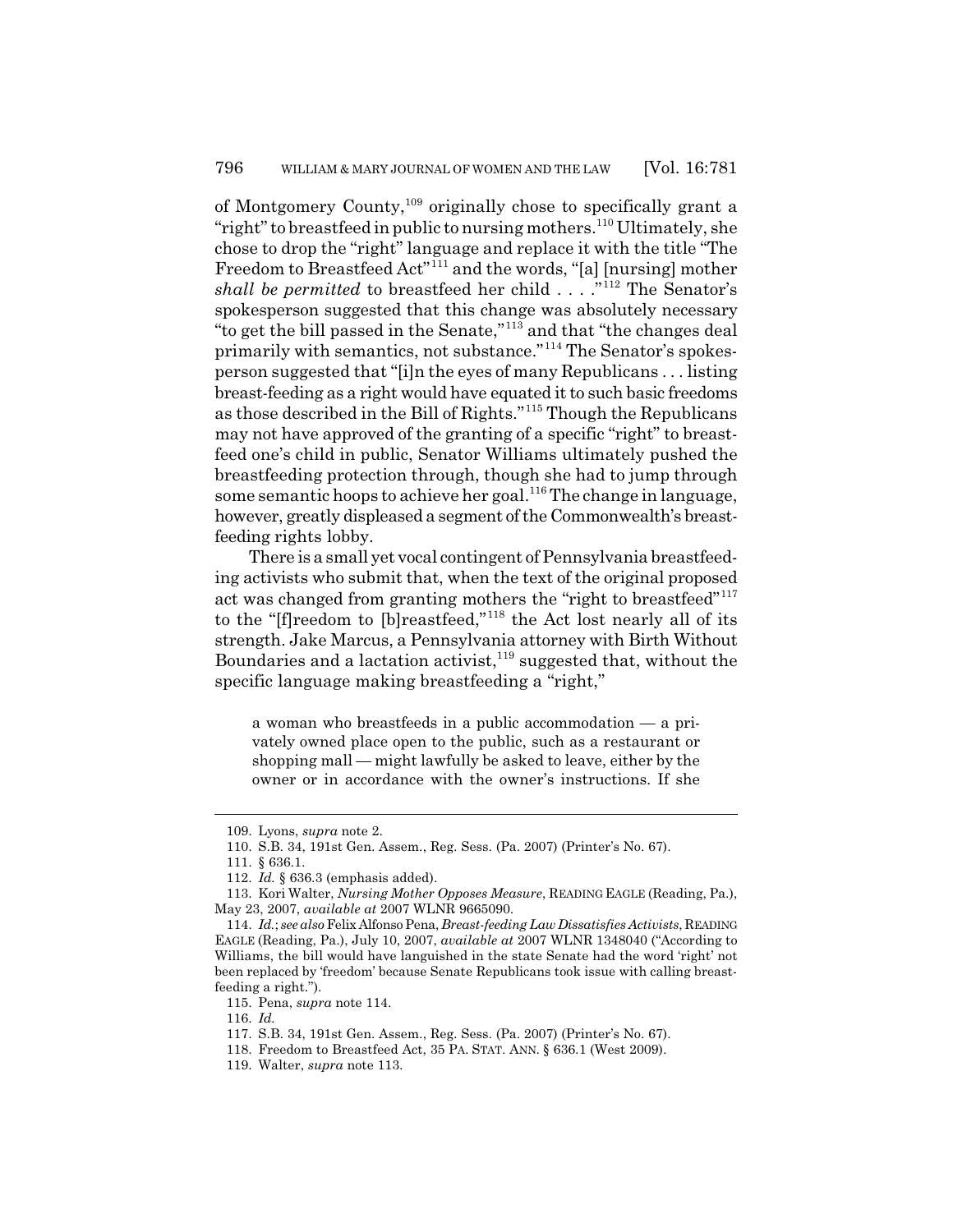of Montgomery County,[109] originally chose to specifically grant a "right" to breastfeed in public to nursing mothers.[110] Ultimately, she chose to drop the "right" language and replace it with the title "The Freedom to Breastfeed Act"[111] and the words, "[a] [nursing] mother *shall be permitted* to breastfeed her child . . . ."[112] The Senator's spokesperson suggested that this change was absolutely necessary "to get the bill passed in the Senate,"[113] and that "the changes deal primarily with semantics, not substance."[114] The Senator's spokesperson suggested that "[i]n the eyes of many Republicans . . . listing breast-feeding as a right would have equated it to such basic freedoms as those described in the Bill of Rights."[115] Though the Republicans may not have approved of the granting of a specific "right" to breastfeed one's child in public, Senator Williams ultimately pushed the breastfeeding protection through, though she had to jump through some semantic hoops to achieve her goal.[116] The change in language, however, greatly displeased a segment of the Commonwealth's breastfeeding rights lobby.

There is a small yet vocal contingent of Pennsylvania breastfeeding activists who submit that, when the text of the original proposed act was changed from granting mothers the "right to breastfeed"[117] to the "[f]reedom to [b]reastfeed,"[118] the Act lost nearly all of its strength. Jake Marcus, a Pennsylvania attorney with Birth Without Boundaries and a lactation activist,[119] suggested that, without the specific language making breastfeeding a "right,"

> a woman who breastfeeds in a public accommodation — a privately owned place open to the public, such as a restaurant or shopping mall — might lawfully be asked to leave, either by the owner or in accordance with the owner's instructions. If she

---

109. Lyons, *supra* note 2.

110. S.B. 34, 191st Gen. Assem., Reg. Sess. (Pa. 2007) (Printer's No. 67).

111. § 636.1.

112. *Id.* § 636.3 (emphasis added).

113. Kori Walter, *Nursing Mother Opposes Measure*, READING EAGLE (Reading, Pa.), May 23, 2007, *available at* 2007 WLNR 9665090.

114. *Id.*; *see also* Felix Alfonso Pena, *Breast-feeding Law Dissatisfies Activists*, READING EAGLE (Reading, Pa.), July 10, 2007, *available at* 2007 WLNR 1348040 ("According to Williams, the bill would have languished in the state Senate had the word 'right' not been replaced by 'freedom' because Senate Republicans took issue with calling breastfeeding a right.").

115. Pena, *supra* note 114.

116. *Id.*

117. S.B. 34, 191st Gen. Assem., Reg. Sess. (Pa. 2007) (Printer's No. 67).

118. Freedom to Breastfeed Act, 35 PA. STAT. ANN. § 636.1 (West 2009).

119. Walter, *supra* note 113.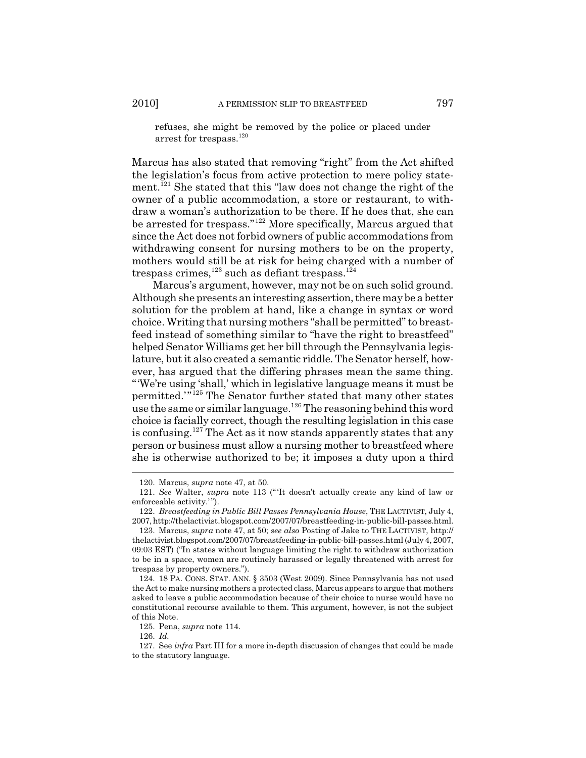> refuses, she might be removed by the police or placed under arrest for trespass.[120]

Marcus has also stated that removing "right" from the Act shifted the legislation's focus from active protection to mere policy statement.[121] She stated that this "law does not change the right of the owner of a public accommodation, a store or restaurant, to withdraw a woman's authorization to be there. If he does that, she can be arrested for trespass."[122] More specifically, Marcus argued that since the Act does not forbid owners of public accommodations from withdrawing consent for nursing mothers to be on the property, mothers would still be at risk for being charged with a number of trespass crimes,[123] such as defiant trespass.[124]

Marcus's argument, however, may not be on such solid ground. Although she presents an interesting assertion, there may be a better solution for the problem at hand, like a change in syntax or word choice. Writing that nursing mothers "shall be permitted" to breastfeed instead of something similar to "have the right to breastfeed" helped Senator Williams get her bill through the Pennsylvania legislature, but it also created a semantic riddle. The Senator herself, however, has argued that the differing phrases mean the same thing. "'We're using 'shall,' which in legislative language means it must be permitted.'"[125] The Senator further stated that many other states use the same or similar language.[126] The reasoning behind this word choice is facially correct, though the resulting legislation in this case is confusing.[127] The Act as it now stands apparently states that any person or business must allow a nursing mother to breastfeed where she is otherwise authorized to be; it imposes a duty upon a third

---

120. Marcus, *supra* note 47, at 50.

121. *See* Walter, *supra* note 113 ("'It doesn't actually create any kind of law or enforceable activity.'").

122. *Breastfeeding in Public Bill Passes Pennsylvania House*, THE LACTIVIST, July 4, 2007, http://thelactivist.blogspot.com/2007/07/breastfeeding-in-public-bill-passes.html.

123. Marcus, *supra* note 47, at 50; *see also* Posting of Jake to THE LACTIVIST, http://thelactivist.blogspot.com/2007/07/breastfeeding-in-public-bill-passes.html (July 4, 2007, 09:03 EST) ("In states without language limiting the right to withdraw authorization to be in a space, women are routinely harassed or legally threatened with arrest for trespass by property owners.").

124. 18 PA. CONS. STAT. ANN. § 3503 (West 2009). Since Pennsylvania has not used the Act to make nursing mothers a protected class, Marcus appears to argue that mothers asked to leave a public accommodation because of their choice to nurse would have no constitutional recourse available to them. This argument, however, is not the subject of this Note.

125. Pena, *supra* note 114.

126. *Id.*

127. See *infra* Part III for a more in-depth discussion of changes that could be made to the statutory language.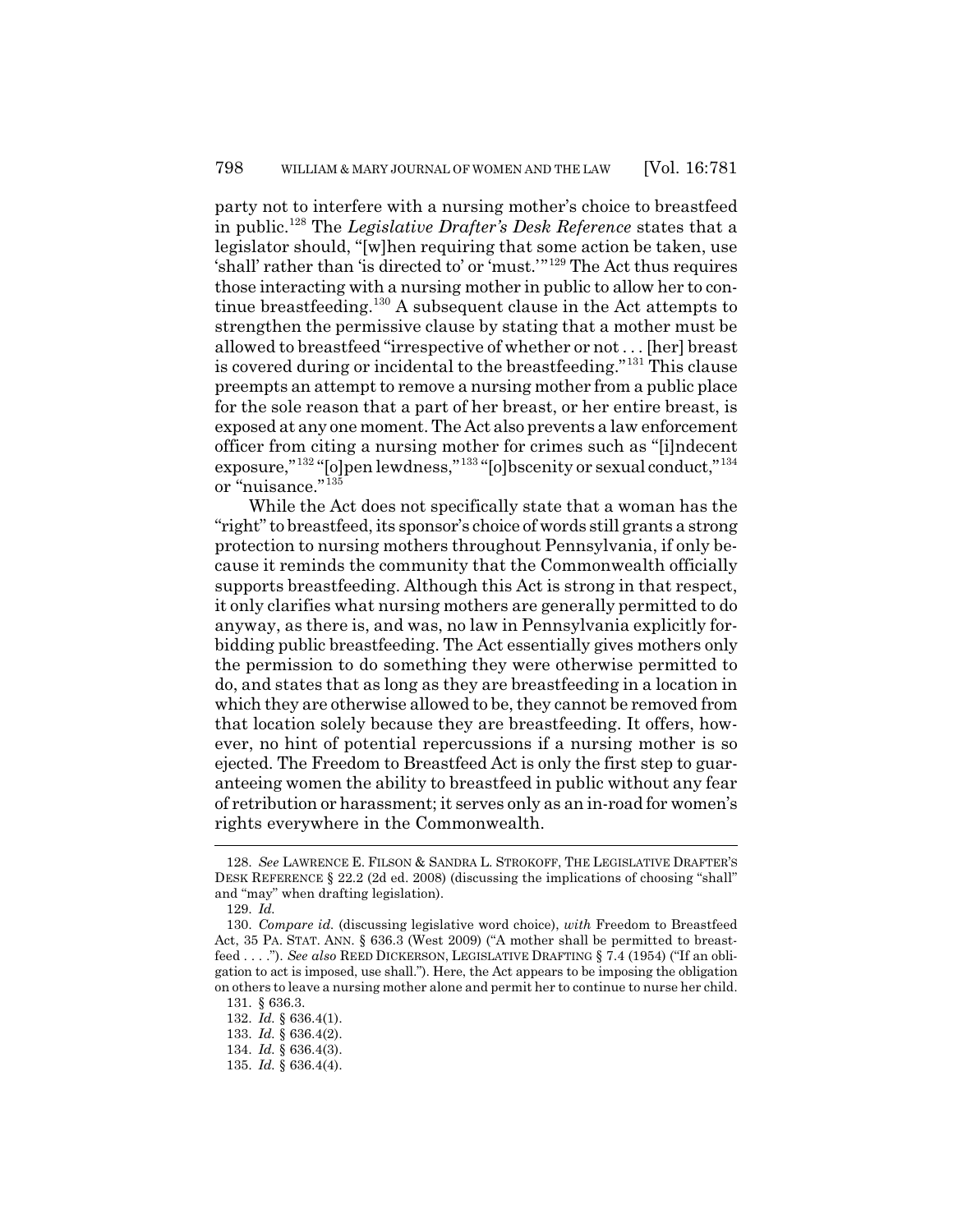party not to interfere with a nursing mother's choice to breastfeed in public.[128] The *Legislative Drafter's Desk Reference* states that a legislator should, "[w]hen requiring that some action be taken, use 'shall' rather than 'is directed to' or 'must.'"[129] The Act thus requires those interacting with a nursing mother in public to allow her to continue breastfeeding.[130] A subsequent clause in the Act attempts to strengthen the permissive clause by stating that a mother must be allowed to breastfeed "irrespective of whether or not . . . [her] breast is covered during or incidental to the breastfeeding."[131] This clause preempts an attempt to remove a nursing mother from a public place for the sole reason that a part of her breast, or her entire breast, is exposed at any one moment. The Act also prevents a law enforcement officer from citing a nursing mother for crimes such as "[i]ndecent exposure,"[132] "[o]pen lewdness,"[133] "[o]bscenity or sexual conduct,"[134] or "nuisance."[135]

While the Act does not specifically state that a woman has the "right" to breastfeed, its sponsor's choice of words still grants a strong protection to nursing mothers throughout Pennsylvania, if only because it reminds the community that the Commonwealth officially supports breastfeeding. Although this Act is strong in that respect, it only clarifies what nursing mothers are generally permitted to do anyway, as there is, and was, no law in Pennsylvania explicitly forbidding public breastfeeding. The Act essentially gives mothers only the permission to do something they were otherwise permitted to do, and states that as long as they are breastfeeding in a location in which they are otherwise allowed to be, they cannot be removed from that location solely because they are breastfeeding. It offers, however, no hint of potential repercussions if a nursing mother is so ejected. The Freedom to Breastfeed Act is only the first step to guaranteeing women the ability to breastfeed in public without any fear of retribution or harassment; it serves only as an in-road for women's rights everywhere in the Commonwealth.

---

128. *See* LAWRENCE E. FILSON & SANDRA L. STROKOFF, THE LEGISLATIVE DRAFTER'S DESK REFERENCE § 22.2 (2d ed. 2008) (discussing the implications of choosing "shall" and "may" when drafting legislation).

129. *Id.*

130. *Compare id.* (discussing legislative word choice), *with* Freedom to Breastfeed Act, 35 PA. STAT. ANN. § 636.3 (West 2009) ("A mother shall be permitted to breastfeed . . . ."). *See also* REED DICKERSON, LEGISLATIVE DRAFTING § 7.4 (1954) ("If an obligation to act is imposed, use shall."). Here, the Act appears to be imposing the obligation on others to leave a nursing mother alone and permit her to continue to nurse her child.

131. § 636.3.

132. *Id.* § 636.4(1).

133. *Id.* § 636.4(2).

134. *Id.* § 636.4(3).

135. *Id.* § 636.4(4).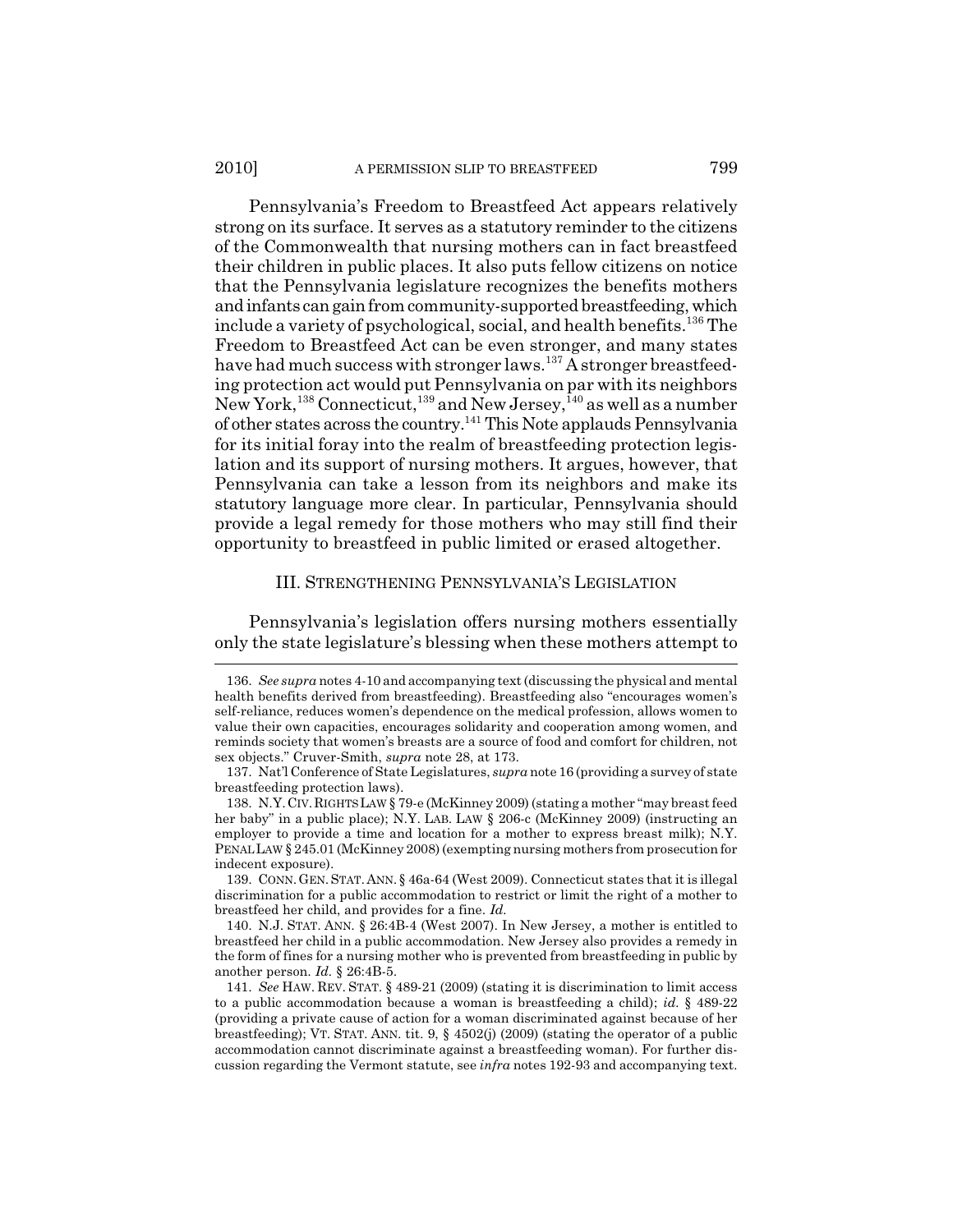Pennsylvania's Freedom to Breastfeed Act appears relatively strong on its surface. It serves as a statutory reminder to the citizens of the Commonwealth that nursing mothers can in fact breastfeed their children in public places. It also puts fellow citizens on notice that the Pennsylvania legislature recognizes the benefits mothers and infants can gain from community-supported breastfeeding, which include a variety of psychological, social, and health benefits.[136] The Freedom to Breastfeed Act can be even stronger, and many states have had much success with stronger laws.[137] A stronger breastfeeding protection act would put Pennsylvania on par with its neighbors New York,[138] Connecticut,[139] and New Jersey,[140] as well as a number of other states across the country.[141] This Note applauds Pennsylvania for its initial foray into the realm of breastfeeding protection legislation and its support of nursing mothers. It argues, however, that Pennsylvania can take a lesson from its neighbors and make its statutory language more clear. In particular, Pennsylvania should provide a legal remedy for those mothers who may still find their opportunity to breastfeed in public limited or erased altogether.

## III. STRENGTHENING PENNSYLVANIA'S LEGISLATION

Pennsylvania's legislation offers nursing mothers essentially only the state legislature's blessing when these mothers attempt to

---

136. *See supra* notes 4-10 and accompanying text (discussing the physical and mental health benefits derived from breastfeeding). Breastfeeding also "encourages women's self-reliance, reduces women's dependence on the medical profession, allows women to value their own capacities, encourages solidarity and cooperation among women, and reminds society that women's breasts are a source of food and comfort for children, not sex objects." Cruver-Smith, *supra* note 28, at 173.

137. Nat'l Conference of State Legislatures, *supra* note 16 (providing a survey of state breastfeeding protection laws).

138. N.Y. CIV. RIGHTS LAW § 79-e (McKinney 2009) (stating a mother "may breast feed her baby" in a public place); N.Y. LAB. LAW § 206-c (McKinney 2009) (instructing an employer to provide a time and location for a mother to express breast milk); N.Y. PENAL LAW § 245.01 (McKinney 2008) (exempting nursing mothers from prosecution for indecent exposure).

139. CONN. GEN. STAT. ANN. § 46a-64 (West 2009). Connecticut states that it is illegal discrimination for a public accommodation to restrict or limit the right of a mother to breastfeed her child, and provides for a fine. *Id.*

140. N.J. STAT. ANN. § 26:4B-4 (West 2007). In New Jersey, a mother is entitled to breastfeed her child in a public accommodation. New Jersey also provides a remedy in the form of fines for a nursing mother who is prevented from breastfeeding in public by another person. *Id.* § 26:4B-5.

141. *See* HAW. REV. STAT. § 489-21 (2009) (stating it is discrimination to limit access to a public accommodation because a woman is breastfeeding a child); *id.* § 489-22 (providing a private cause of action for a woman discriminated against because of her breastfeeding); VT. STAT. ANN. tit. 9, § 4502(j) (2009) (stating the operator of a public accommodation cannot discriminate against a breastfeeding woman). For further discussion regarding the Vermont statute, see *infra* notes 192-93 and accompanying text.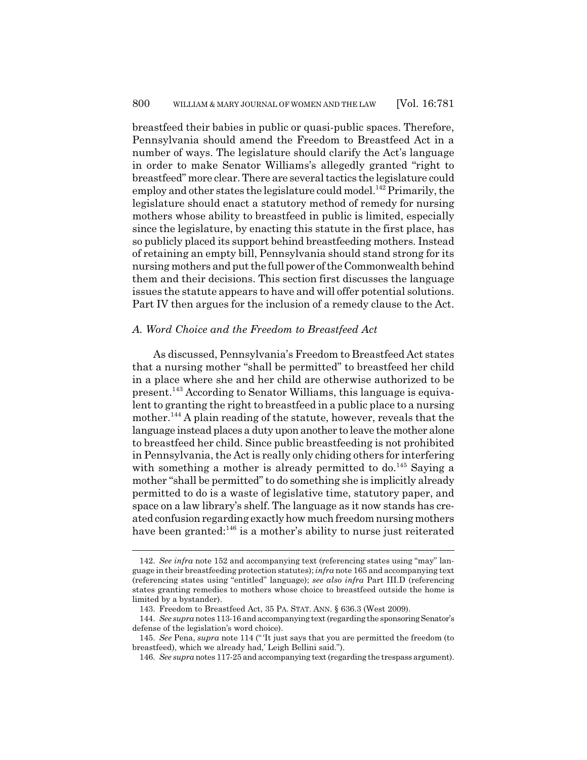breastfeed their babies in public or quasi-public spaces. Therefore, Pennsylvania should amend the Freedom to Breastfeed Act in a number of ways. The legislature should clarify the Act's language in order to make Senator Williams's allegedly granted "right to breastfeed" more clear. There are several tactics the legislature could employ and other states the legislature could model.[142] Primarily, the legislature should enact a statutory method of remedy for nursing mothers whose ability to breastfeed in public is limited, especially since the legislature, by enacting this statute in the first place, has so publicly placed its support behind breastfeeding mothers. Instead of retaining an empty bill, Pennsylvania should stand strong for its nursing mothers and put the full power of the Commonwealth behind them and their decisions. This section first discusses the language issues the statute appears to have and will offer potential solutions. Part IV then argues for the inclusion of a remedy clause to the Act.

### *A. Word Choice and the Freedom to Breastfeed Act*

As discussed, Pennsylvania's Freedom to Breastfeed Act states that a nursing mother "shall be permitted" to breastfeed her child in a place where she and her child are otherwise authorized to be present.[143] According to Senator Williams, this language is equivalent to granting the right to breastfeed in a public place to a nursing mother.[144] A plain reading of the statute, however, reveals that the language instead places a duty upon another to leave the mother alone to breastfeed her child. Since public breastfeeding is not prohibited in Pennsylvania, the Act is really only chiding others for interfering with something a mother is already permitted to do.[145] Saying a mother "shall be permitted" to do something she is implicitly already permitted to do is a waste of legislative time, statutory paper, and space on a law library's shelf. The language as it now stands has created confusion regarding exactly how much freedom nursing mothers have been granted:[146] is a mother's ability to nurse just reiterated

---

142. *See infra* note 152 and accompanying text (referencing states using "may" language in their breastfeeding protection statutes); *infra* note 165 and accompanying text (referencing states using "entitled" language); *see also infra* Part III.D (referencing states granting remedies to mothers whose choice to breastfeed outside the home is limited by a bystander).

143. Freedom to Breastfeed Act, 35 PA. STAT. ANN. § 636.3 (West 2009).

144. *See supra* notes 113-16 and accompanying text (regarding the sponsoring Senator's defense of the legislation's word choice).

145. *See* Pena, *supra* note 114 ("'It just says that you are permitted the freedom (to breastfeed), which we already had,' Leigh Bellini said.").

146. *See supra* notes 117-25 and accompanying text (regarding the trespass argument).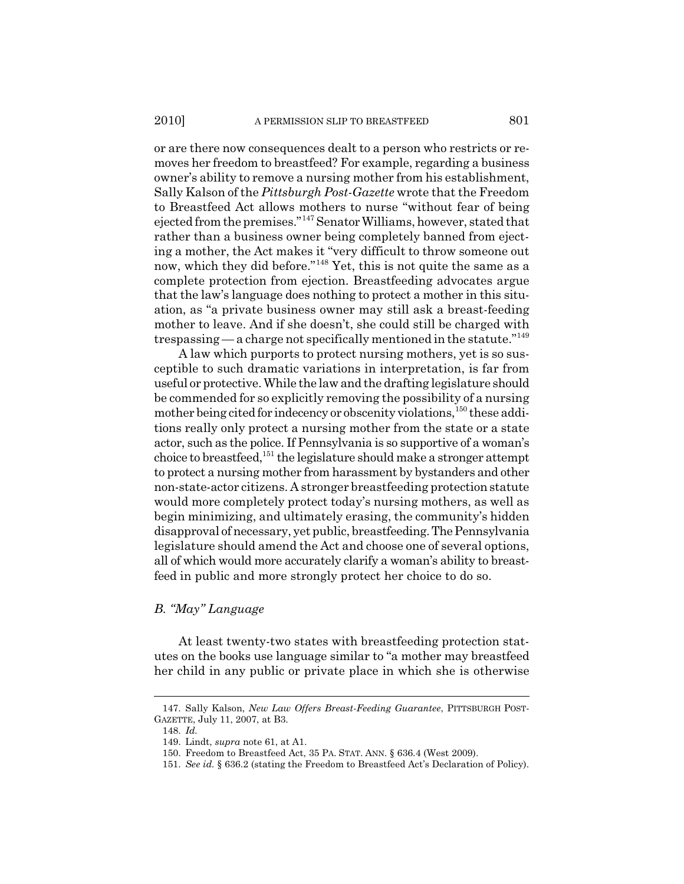or are there now consequences dealt to a person who restricts or removes her freedom to breastfeed? For example, regarding a business owner's ability to remove a nursing mother from his establishment, Sally Kalson of the *Pittsburgh Post-Gazette* wrote that the Freedom to Breastfeed Act allows mothers to nurse "without fear of being ejected from the premises."[147] Senator Williams, however, stated that rather than a business owner being completely banned from ejecting a mother, the Act makes it "very difficult to throw someone out now, which they did before."[148] Yet, this is not quite the same as a complete protection from ejection. Breastfeeding advocates argue that the law's language does nothing to protect a mother in this situation, as "a private business owner may still ask a breast-feeding mother to leave. And if she doesn't, she could still be charged with trespassing — a charge not specifically mentioned in the statute."[149]

A law which purports to protect nursing mothers, yet is so susceptible to such dramatic variations in interpretation, is far from useful or protective. While the law and the drafting legislature should be commended for so explicitly removing the possibility of a nursing mother being cited for indecency or obscenity violations,[150] these additions really only protect a nursing mother from the state or a state actor, such as the police. If Pennsylvania is so supportive of a woman's choice to breastfeed,[151] the legislature should make a stronger attempt to protect a nursing mother from harassment by bystanders and other non-state-actor citizens. A stronger breastfeeding protection statute would more completely protect today's nursing mothers, as well as begin minimizing, and ultimately erasing, the community's hidden disapproval of necessary, yet public, breastfeeding. The Pennsylvania legislature should amend the Act and choose one of several options, all of which would more accurately clarify a woman's ability to breastfeed in public and more strongly protect her choice to do so.

### *B. "May" Language*

At least twenty-two states with breastfeeding protection statutes on the books use language similar to "a mother may breastfeed her child in any public or private place in which she is otherwise

---

147. Sally Kalson, *New Law Offers Breast-Feeding Guarantee*, PITTSBURGH POST-GAZETTE, July 11, 2007, at B3.

148. *Id.*

149. Lindt, *supra* note 61, at A1.

150. Freedom to Breastfeed Act, 35 PA. STAT. ANN. § 636.4 (West 2009).

151. *See id.* § 636.2 (stating the Freedom to Breastfeed Act's Declaration of Policy).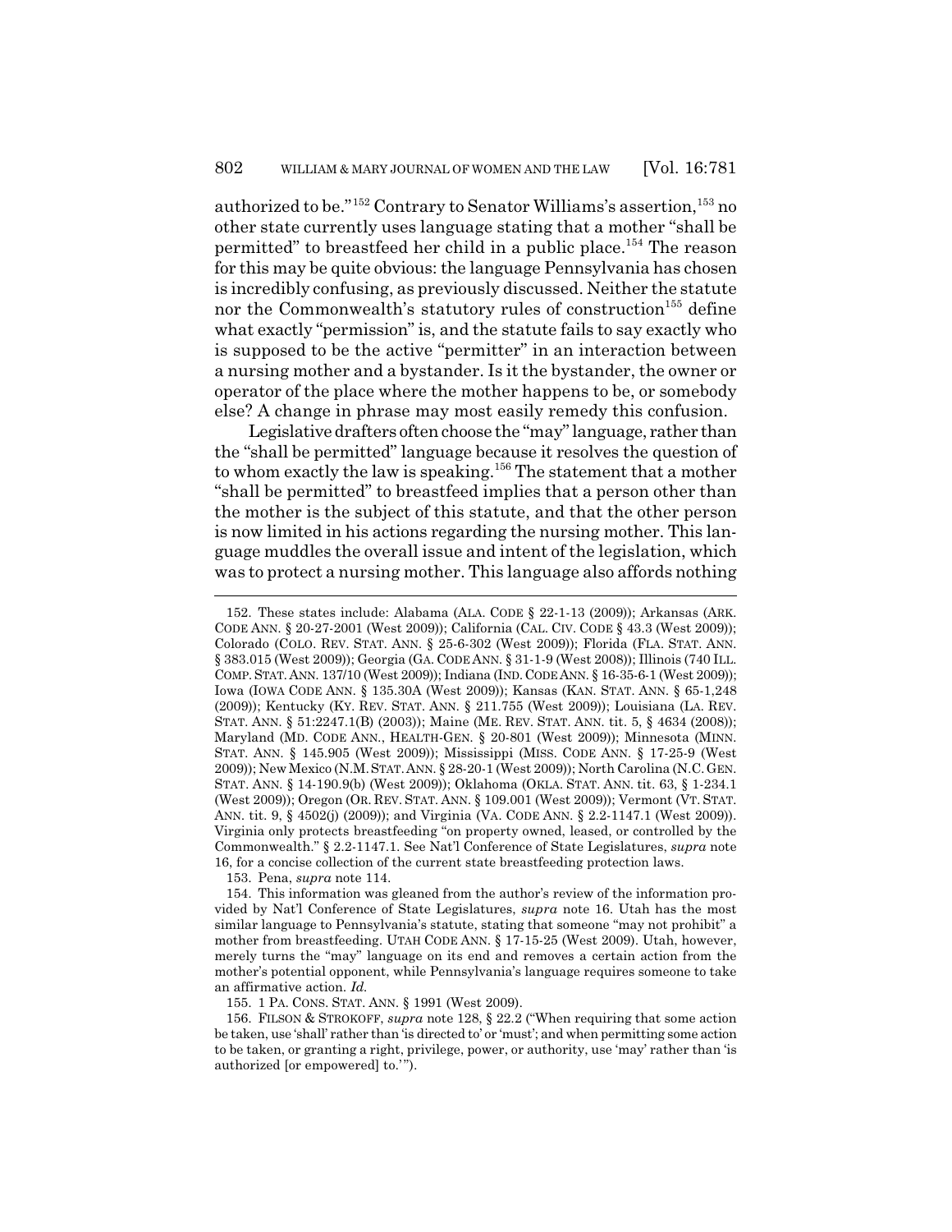authorized to be."[152] Contrary to Senator Williams's assertion,[153] no other state currently uses language stating that a mother "shall be permitted" to breastfeed her child in a public place.[154] The reason for this may be quite obvious: the language Pennsylvania has chosen is incredibly confusing, as previously discussed. Neither the statute nor the Commonwealth's statutory rules of construction[155] define what exactly "permission" is, and the statute fails to say exactly who is supposed to be the active "permitter" in an interaction between a nursing mother and a bystander. Is it the bystander, the owner or operator of the place where the mother happens to be, or somebody else? A change in phrase may most easily remedy this confusion.

Legislative drafters often choose the "may" language, rather than the "shall be permitted" language because it resolves the question of to whom exactly the law is speaking.[156] The statement that a mother "shall be permitted" to breastfeed implies that a person other than the mother is the subject of this statute, and that the other person is now limited in his actions regarding the nursing mother. This language muddles the overall issue and intent of the legislation, which was to protect a nursing mother. This language also affords nothing

---

152. These states include: Alabama (ALA. CODE § 22-1-13 (2009)); Arkansas (ARK. CODE ANN. § 20-27-2001 (West 2009)); California (CAL. CIV. CODE § 43.3 (West 2009)); Colorado (COLO. REV. STAT. ANN. § 25-6-302 (West 2009)); Florida (FLA. STAT. ANN. § 383.015 (West 2009)); Georgia (GA. CODE ANN. § 31-1-9 (West 2008)); Illinois (740 ILL. COMP. STAT. ANN. 137/10 (West 2009)); Indiana (IND. CODE ANN. § 16-35-6-1 (West 2009)); Iowa (IOWA CODE ANN. § 135.30A (West 2009)); Kansas (KAN. STAT. ANN. § 65-1,248 (2009)); Kentucky (KY. REV. STAT. ANN. § 211.755 (West 2009)); Louisiana (LA. REV. STAT. ANN. § 51:2247.1(B) (2003)); Maine (ME. REV. STAT. ANN. tit. 5, § 4634 (2008)); Maryland (MD. CODE ANN., HEALTH-GEN. § 20-801 (West 2009)); Minnesota (MINN. STAT. ANN. § 145.905 (West 2009)); Mississippi (MISS. CODE ANN. § 17-25-9 (West 2009)); New Mexico (N.M. STAT. ANN. § 28-20-1 (West 2009)); North Carolina (N.C. GEN. STAT. ANN. § 14-190.9(b) (West 2009)); Oklahoma (OKLA. STAT. ANN. tit. 63, § 1-234.1 (West 2009)); Oregon (OR. REV. STAT. ANN. § 109.001 (West 2009)); Vermont (VT. STAT. ANN. tit. 9, § 4502(j) (2009)); and Virginia (VA. CODE ANN. § 2.2-1147.1 (West 2009)). Virginia only protects breastfeeding "on property owned, leased, or controlled by the Commonwealth." § 2.2-1147.1. See Nat'l Conference of State Legislatures, *supra* note 16, for a concise collection of the current state breastfeeding protection laws.

153. Pena, *supra* note 114.

154. This information was gleaned from the author's review of the information provided by Nat'l Conference of State Legislatures, *supra* note 16. Utah has the most similar language to Pennsylvania's statute, stating that someone "may not prohibit" a mother from breastfeeding. UTAH CODE ANN. § 17-15-25 (West 2009). Utah, however, merely turns the "may" language on its end and removes a certain action from the mother's potential opponent, while Pennsylvania's language requires someone to take an affirmative action. *Id.*

155. 1 PA. CONS. STAT. ANN. § 1991 (West 2009).

156. FILSON & STROKOFF, *supra* note 128, § 22.2 ("When requiring that some action be taken, use 'shall' rather than 'is directed to' or 'must'; and when permitting some action to be taken, or granting a right, privilege, power, or authority, use 'may' rather than 'is authorized [or empowered] to.'").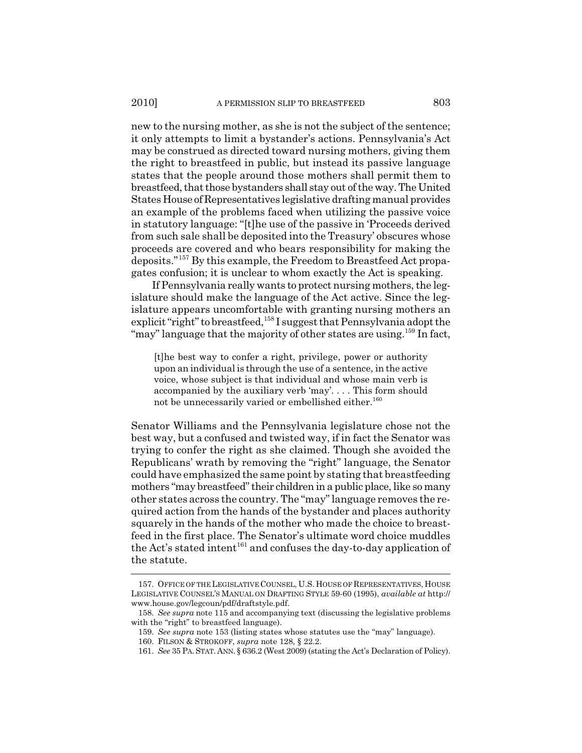new to the nursing mother, as she is not the subject of the sentence; it only attempts to limit a bystander's actions. Pennsylvania's Act may be construed as directed toward nursing mothers, giving them the right to breastfeed in public, but instead its passive language states that the people around those mothers shall permit them to breastfeed, that those bystanders shall stay out of the way. The United States House of Representatives legislative drafting manual provides an example of the problems faced when utilizing the passive voice in statutory language: "[t]he use of the passive in 'Proceeds derived from such sale shall be deposited into the Treasury' obscures whose proceeds are covered and who bears responsibility for making the deposits."[157] By this example, the Freedom to Breastfeed Act propagates confusion; it is unclear to whom exactly the Act is speaking.

If Pennsylvania really wants to protect nursing mothers, the legislature should make the language of the Act active. Since the legislature appears uncomfortable with granting nursing mothers an explicit "right" to breastfeed,[158] I suggest that Pennsylvania adopt the "may" language that the majority of other states are using.[159] In fact,

> [t]he best way to confer a right, privilege, power or authority upon an individual is through the use of a sentence, in the active voice, whose subject is that individual and whose main verb is accompanied by the auxiliary verb 'may'. . . . This form should not be unnecessarily varied or embellished either.[160]

Senator Williams and the Pennsylvania legislature chose not the best way, but a confused and twisted way, if in fact the Senator was trying to confer the right as she claimed. Though she avoided the Republicans' wrath by removing the "right" language, the Senator could have emphasized the same point by stating that breastfeeding mothers "may breastfeed" their children in a public place, like so many other states across the country. The "may" language removes the required action from the hands of the bystander and places authority squarely in the hands of the mother who made the choice to breastfeed in the first place. The Senator's ultimate word choice muddles the Act's stated intent[161] and confuses the day-to-day application of the statute.

---

157. OFFICE OF THE LEGISLATIVE COUNSEL, U.S. HOUSE OF REPRESENTATIVES, HOUSE LEGISLATIVE COUNSEL'S MANUAL ON DRAFTING STYLE 59-60 (1995), *available at* http://www.house.gov/legcoun/pdf/draftstyle.pdf.

158. *See supra* note 115 and accompanying text (discussing the legislative problems with the "right" to breastfeed language).

159. *See supra* note 153 (listing states whose statutes use the "may" language).

160. FILSON & STROKOFF, *supra* note 128, § 22.2.

161. *See* 35 PA. STAT. ANN. § 636.2 (West 2009) (stating the Act's Declaration of Policy).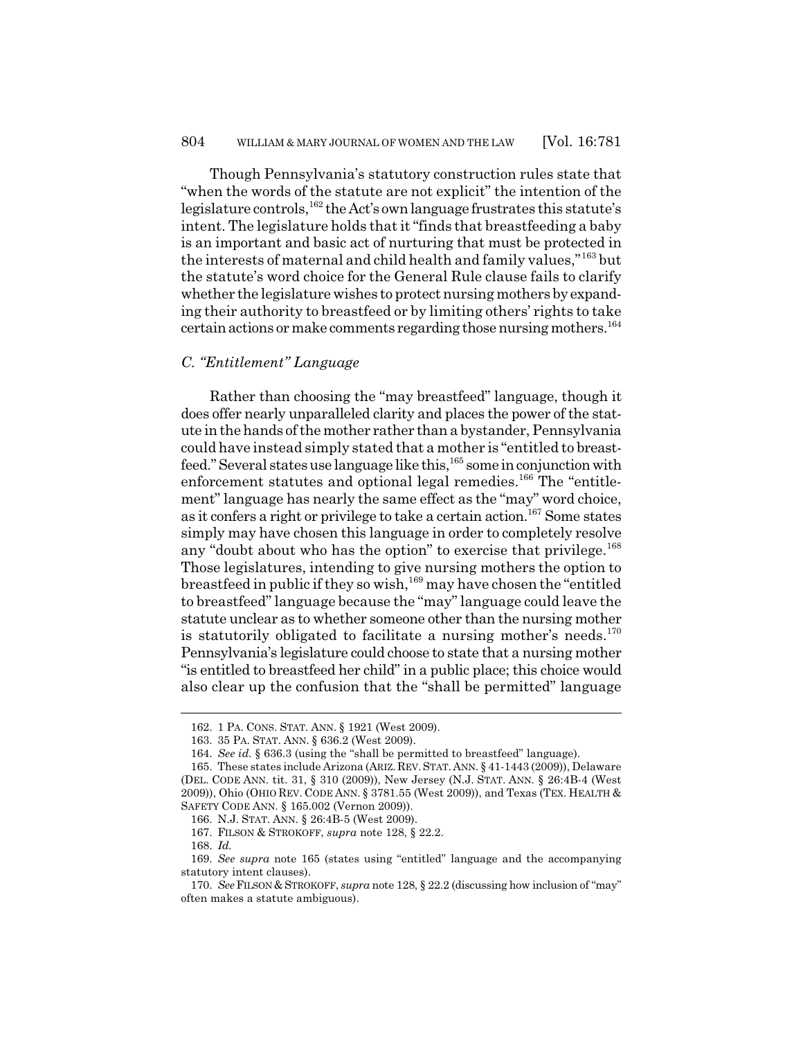Though Pennsylvania's statutory construction rules state that "when the words of the statute are not explicit" the intention of the legislature controls,[162] the Act's own language frustrates this statute's intent. The legislature holds that it "finds that breastfeeding a baby is an important and basic act of nurturing that must be protected in the interests of maternal and child health and family values,"[163] but the statute's word choice for the General Rule clause fails to clarify whether the legislature wishes to protect nursing mothers by expanding their authority to breastfeed or by limiting others' rights to take certain actions or make comments regarding those nursing mothers.[164]

### *C. "Entitlement" Language*

Rather than choosing the "may breastfeed" language, though it does offer nearly unparalleled clarity and places the power of the statute in the hands of the mother rather than a bystander, Pennsylvania could have instead simply stated that a mother is "entitled to breastfeed." Several states use language like this,[165] some in conjunction with enforcement statutes and optional legal remedies.[166] The "entitlement" language has nearly the same effect as the "may" word choice, as it confers a right or privilege to take a certain action.[167] Some states simply may have chosen this language in order to completely resolve any "doubt about who has the option" to exercise that privilege.[168] Those legislatures, intending to give nursing mothers the option to breastfeed in public if they so wish,[169] may have chosen the "entitled to breastfeed" language because the "may" language could leave the statute unclear as to whether someone other than the nursing mother is statutorily obligated to facilitate a nursing mother's needs.[170] Pennsylvania's legislature could choose to state that a nursing mother "is entitled to breastfeed her child" in a public place; this choice would also clear up the confusion that the "shall be permitted" language

---

162. 1 PA. CONS. STAT. ANN. § 1921 (West 2009).

163. 35 PA. STAT. ANN. § 636.2 (West 2009).

164. *See id.* § 636.3 (using the "shall be permitted to breastfeed" language).

165. These states include Arizona (ARIZ. REV. STAT. ANN. § 41-1443 (2009)), Delaware (DEL. CODE ANN. tit. 31, § 310 (2009)), New Jersey (N.J. STAT. ANN. § 26:4B-4 (West 2009)), Ohio (OHIO REV. CODE ANN. § 3781.55 (West 2009)), and Texas (TEX. HEALTH & SAFETY CODE ANN. § 165.002 (Vernon 2009)).

166. N.J. STAT. ANN. § 26:4B-5 (West 2009).

167. FILSON & STROKOFF, *supra* note 128, § 22.2.

168. *Id.*

169. *See supra* note 165 (states using "entitled" language and the accompanying statutory intent clauses).

170. *See* FILSON & STROKOFF, *supra* note 128, § 22.2 (discussing how inclusion of "may" often makes a statute ambiguous).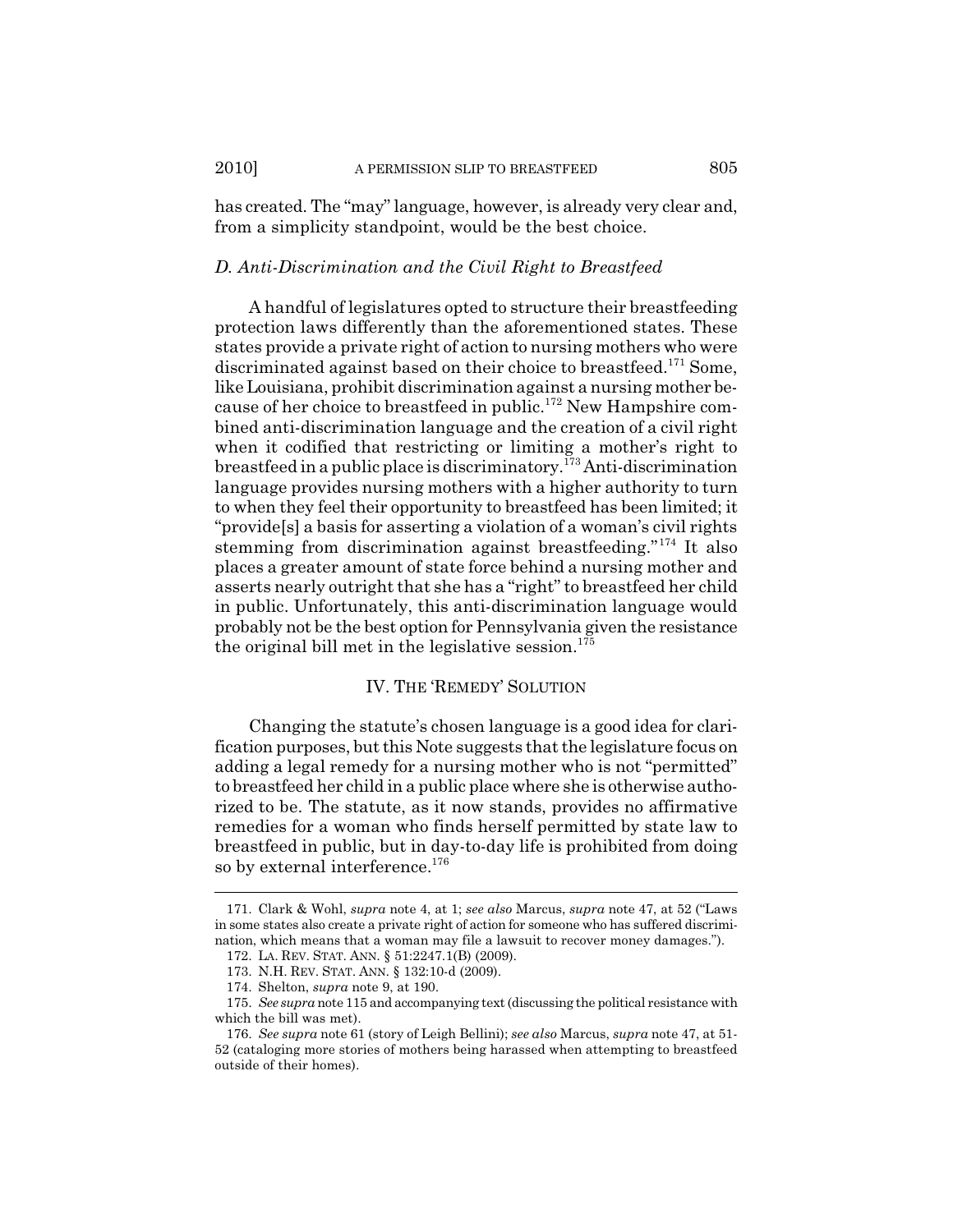has created. The "may" language, however, is already very clear and, from a simplicity standpoint, would be the best choice.

### *D. Anti-Discrimination and the Civil Right to Breastfeed*

A handful of legislatures opted to structure their breastfeeding protection laws differently than the aforementioned states. These states provide a private right of action to nursing mothers who were discriminated against based on their choice to breastfeed.[171] Some, like Louisiana, prohibit discrimination against a nursing mother because of her choice to breastfeed in public.[172] New Hampshire combined anti-discrimination language and the creation of a civil right when it codified that restricting or limiting a mother's right to breastfeed in a public place is discriminatory.[173] Anti-discrimination language provides nursing mothers with a higher authority to turn to when they feel their opportunity to breastfeed has been limited; it "provide[s] a basis for asserting a violation of a woman's civil rights stemming from discrimination against breastfeeding."[174] It also places a greater amount of state force behind a nursing mother and asserts nearly outright that she has a "right" to breastfeed her child in public. Unfortunately, this anti-discrimination language would probably not be the best option for Pennsylvania given the resistance the original bill met in the legislative session.[175]

## IV. THE 'REMEDY' SOLUTION

Changing the statute's chosen language is a good idea for clarification purposes, but this Note suggests that the legislature focus on adding a legal remedy for a nursing mother who is not "permitted" to breastfeed her child in a public place where she is otherwise authorized to be. The statute, as it now stands, provides no affirmative remedies for a woman who finds herself permitted by state law to breastfeed in public, but in day-to-day life is prohibited from doing so by external interference.[176]

---

171. Clark & Wohl, *supra* note 4, at 1; *see also* Marcus, *supra* note 47, at 52 ("Laws in some states also create a private right of action for someone who has suffered discrimination, which means that a woman may file a lawsuit to recover money damages.").

172. LA. REV. STAT. ANN. § 51:2247.1(B) (2009).

173. N.H. REV. STAT. ANN. § 132:10-d (2009).

174. Shelton, *supra* note 9, at 190.

175. *See supra* note 115 and accompanying text (discussing the political resistance with which the bill was met).

176. *See supra* note 61 (story of Leigh Bellini); *see also* Marcus, *supra* note 47, at 51-52 (cataloging more stories of mothers being harassed when attempting to breastfeed outside of their homes).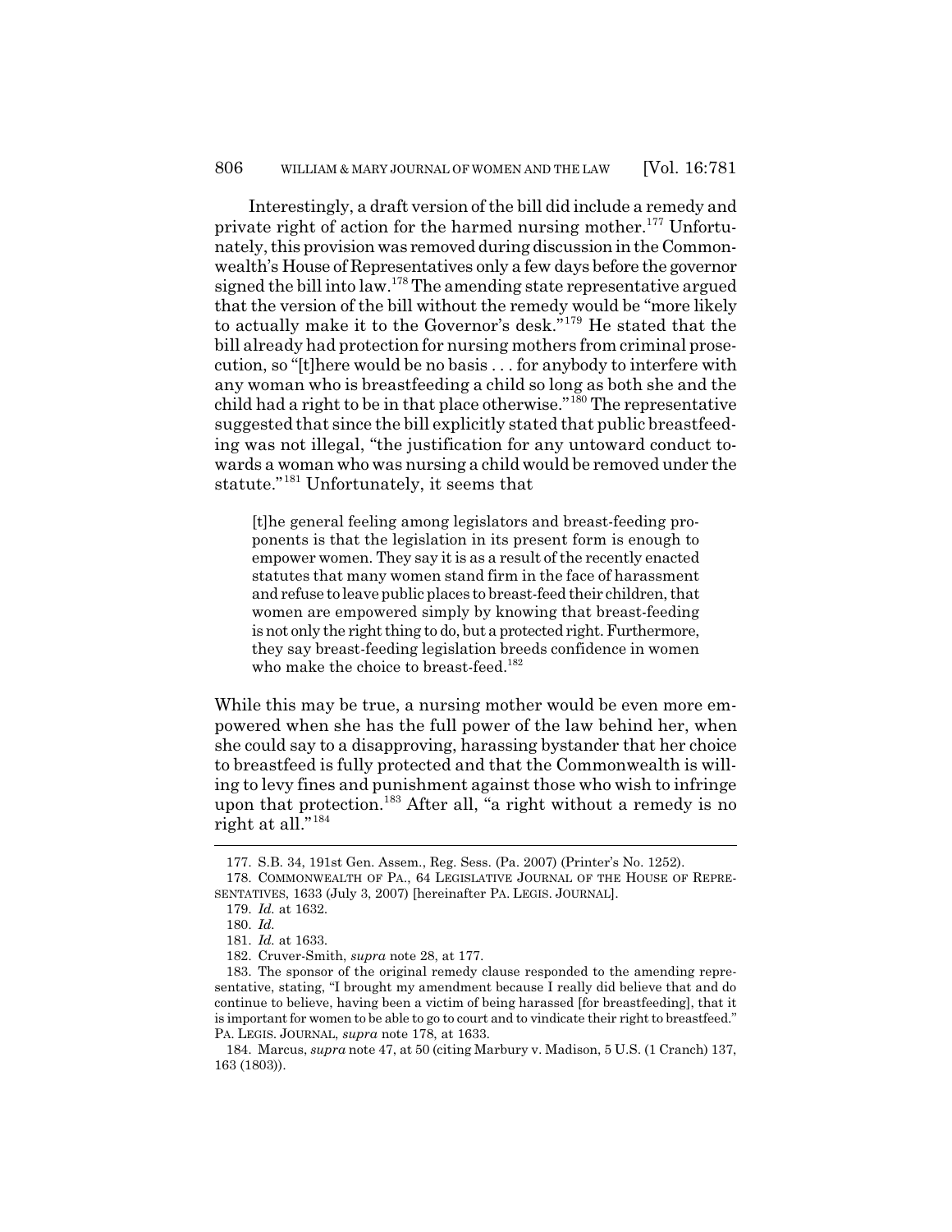Interestingly, a draft version of the bill did include a remedy and private right of action for the harmed nursing mother.[177] Unfortunately, this provision was removed during discussion in the Commonwealth's House of Representatives only a few days before the governor signed the bill into law.[178] The amending state representative argued that the version of the bill without the remedy would be "more likely to actually make it to the Governor's desk."[179] He stated that the bill already had protection for nursing mothers from criminal prosecution, so "[t]here would be no basis . . . for anybody to interfere with any woman who is breastfeeding a child so long as both she and the child had a right to be in that place otherwise."[180] The representative suggested that since the bill explicitly stated that public breastfeeding was not illegal, "the justification for any untoward conduct towards a woman who was nursing a child would be removed under the statute."[181] Unfortunately, it seems that

> [t]he general feeling among legislators and breast-feeding proponents is that the legislation in its present form is enough to empower women. They say it is as a result of the recently enacted statutes that many women stand firm in the face of harassment and refuse to leave public places to breast-feed their children, that women are empowered simply by knowing that breast-feeding is not only the right thing to do, but a protected right. Furthermore, they say breast-feeding legislation breeds confidence in women who make the choice to breast-feed.[182]

While this may be true, a nursing mother would be even more empowered when she has the full power of the law behind her, when she could say to a disapproving, harassing bystander that her choice to breastfeed is fully protected and that the Commonwealth is willing to levy fines and punishment against those who wish to infringe upon that protection.[183] After all, "a right without a remedy is no right at all."[184]

---

177. S.B. 34, 191st Gen. Assem., Reg. Sess. (Pa. 2007) (Printer's No. 1252).

178. COMMONWEALTH OF PA., 64 LEGISLATIVE JOURNAL OF THE HOUSE OF REPRESENTATIVES, 1633 (July 3, 2007) [hereinafter PA. LEGIS. JOURNAL].

179. *Id.* at 1632.

180. *Id.*

181. *Id.* at 1633.

182. Cruver-Smith, *supra* note 28, at 177.

183. The sponsor of the original remedy clause responded to the amending representative, stating, "I brought my amendment because I really did believe that and do continue to believe, having been a victim of being harassed [for breastfeeding], that it is important for women to be able to go to court and to vindicate their right to breastfeed." PA. LEGIS. JOURNAL, *supra* note 178, at 1633.

184. Marcus, *supra* note 47, at 50 (citing Marbury v. Madison, 5 U.S. (1 Cranch) 137, 163 (1803)).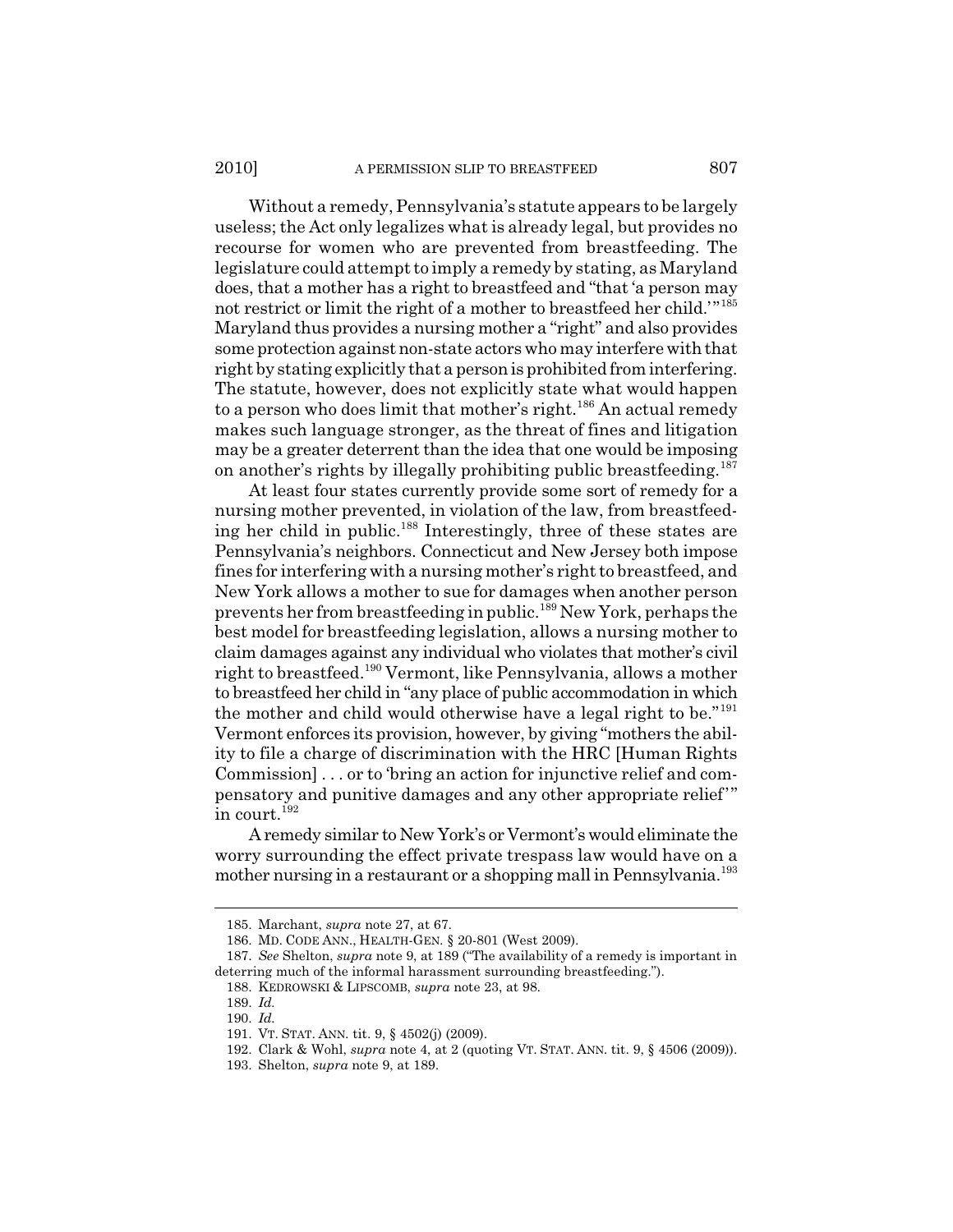Without a remedy, Pennsylvania's statute appears to be largely useless; the Act only legalizes what is already legal, but provides no recourse for women who are prevented from breastfeeding. The legislature could attempt to imply a remedy by stating, as Maryland does, that a mother has a right to breastfeed and "that 'a person may not restrict or limit the right of a mother to breastfeed her child.'"[185] Maryland thus provides a nursing mother a "right" and also provides some protection against non-state actors who may interfere with that right by stating explicitly that a person is prohibited from interfering. The statute, however, does not explicitly state what would happen to a person who does limit that mother's right.[186] An actual remedy makes such language stronger, as the threat of fines and litigation may be a greater deterrent than the idea that one would be imposing on another's rights by illegally prohibiting public breastfeeding.[187]

At least four states currently provide some sort of remedy for a nursing mother prevented, in violation of the law, from breastfeeding her child in public.[188] Interestingly, three of these states are Pennsylvania's neighbors. Connecticut and New Jersey both impose fines for interfering with a nursing mother's right to breastfeed, and New York allows a mother to sue for damages when another person prevents her from breastfeeding in public.[189] New York, perhaps the best model for breastfeeding legislation, allows a nursing mother to claim damages against any individual who violates that mother's civil right to breastfeed.[190] Vermont, like Pennsylvania, allows a mother to breastfeed her child in "any place of public accommodation in which the mother and child would otherwise have a legal right to be."[191] Vermont enforces its provision, however, by giving "mothers the ability to file a charge of discrimination with the HRC [Human Rights Commission] . . . or to 'bring an action for injunctive relief and compensatory and punitive damages and any other appropriate relief'" in court.[192]

A remedy similar to New York's or Vermont's would eliminate the worry surrounding the effect private trespass law would have on a mother nursing in a restaurant or a shopping mall in Pennsylvania.[193]

---

185. Marchant, *supra* note 27, at 67.

186. MD. CODE ANN., HEALTH-GEN. § 20-801 (West 2009).

187. *See* Shelton, *supra* note 9, at 189 ("The availability of a remedy is important in deterring much of the informal harassment surrounding breastfeeding.").

188. KEDROWSKI & LIPSCOMB, *supra* note 23, at 98.

189. *Id.*

190. *Id.*

191. VT. STAT. ANN. tit. 9, § 4502(j) (2009).

192. Clark & Wohl, *supra* note 4, at 2 (quoting VT. STAT. ANN. tit. 9, § 4506 (2009)).

193. Shelton, *supra* note 9, at 189.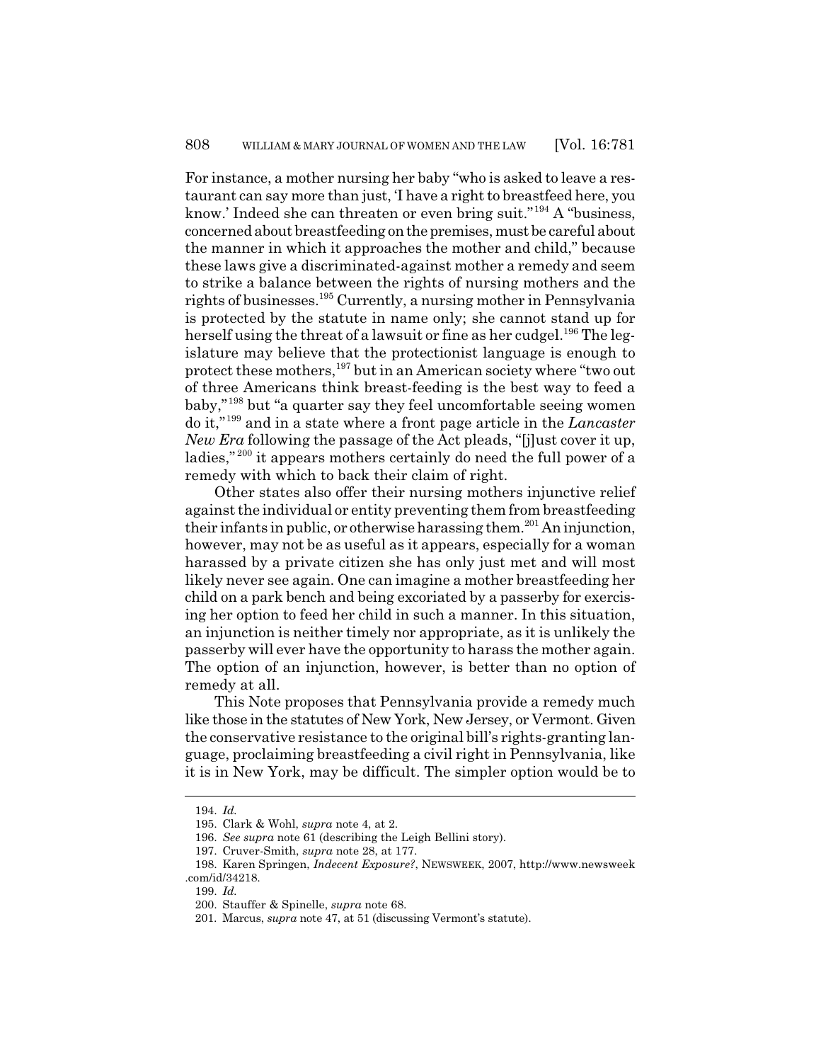For instance, a mother nursing her baby "who is asked to leave a restaurant can say more than just, 'I have a right to breastfeed here, you know.' Indeed she can threaten or even bring suit."[194] A "business, concerned about breastfeeding on the premises, must be careful about the manner in which it approaches the mother and child," because these laws give a discriminated-against mother a remedy and seem to strike a balance between the rights of nursing mothers and the rights of businesses.[195] Currently, a nursing mother in Pennsylvania is protected by the statute in name only; she cannot stand up for herself using the threat of a lawsuit or fine as her cudgel.[196] The legislature may believe that the protectionist language is enough to protect these mothers,[197] but in an American society where "two out of three Americans think breast-feeding is the best way to feed a baby,"[198] but "a quarter say they feel uncomfortable seeing women do it,"[199] and in a state where a front page article in the *Lancaster New Era* following the passage of the Act pleads, "[j]ust cover it up, ladies,"[200] it appears mothers certainly do need the full power of a remedy with which to back their claim of right.

Other states also offer their nursing mothers injunctive relief against the individual or entity preventing them from breastfeeding their infants in public, or otherwise harassing them.[201] An injunction, however, may not be as useful as it appears, especially for a woman harassed by a private citizen she has only just met and will most likely never see again. One can imagine a mother breastfeeding her child on a park bench and being excoriated by a passerby for exercising her option to feed her child in such a manner. In this situation, an injunction is neither timely nor appropriate, as it is unlikely the passerby will ever have the opportunity to harass the mother again. The option of an injunction, however, is better than no option of remedy at all.

This Note proposes that Pennsylvania provide a remedy much like those in the statutes of New York, New Jersey, or Vermont. Given the conservative resistance to the original bill's rights-granting language, proclaiming breastfeeding a civil right in Pennsylvania, like it is in New York, may be difficult. The simpler option would be to

---

194. *Id.*

195. Clark & Wohl, *supra* note 4, at 2.

196. *See supra* note 61 (describing the Leigh Bellini story).

197. Cruver-Smith, *supra* note 28, at 177.

198. Karen Springen, *Indecent Exposure?*, NEWSWEEK, 2007, http://www.newsweek.com/id/34218.

199. *Id.*

200. Stauffer & Spinelle, *supra* note 68.

201. Marcus, *supra* note 47, at 51 (discussing Vermont's statute).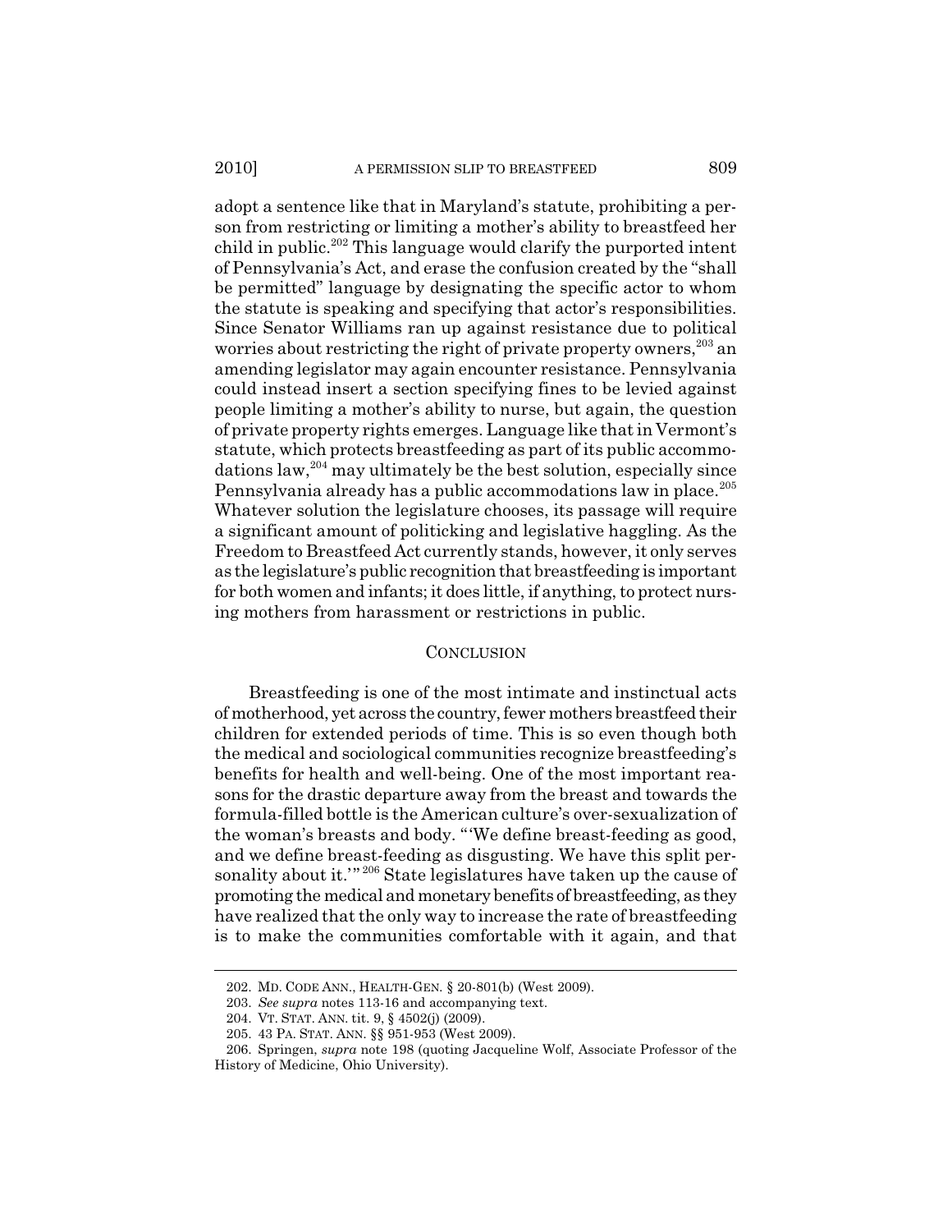adopt a sentence like that in Maryland's statute, prohibiting a person from restricting or limiting a mother's ability to breastfeed her child in public.[202] This language would clarify the purported intent of Pennsylvania's Act, and erase the confusion created by the "shall be permitted" language by designating the specific actor to whom the statute is speaking and specifying that actor's responsibilities. Since Senator Williams ran up against resistance due to political worries about restricting the right of private property owners,[203] an amending legislator may again encounter resistance. Pennsylvania could instead insert a section specifying fines to be levied against people limiting a mother's ability to nurse, but again, the question of private property rights emerges. Language like that in Vermont's statute, which protects breastfeeding as part of its public accommodations law,[204] may ultimately be the best solution, especially since Pennsylvania already has a public accommodations law in place.[205] Whatever solution the legislature chooses, its passage will require a significant amount of politicking and legislative haggling. As the Freedom to Breastfeed Act currently stands, however, it only serves as the legislature's public recognition that breastfeeding is important for both women and infants; it does little, if anything, to protect nursing mothers from harassment or restrictions in public.

## CONCLUSION

Breastfeeding is one of the most intimate and instinctual acts of motherhood, yet across the country, fewer mothers breastfeed their children for extended periods of time. This is so even though both the medical and sociological communities recognize breastfeeding's benefits for health and well-being. One of the most important reasons for the drastic departure away from the breast and towards the formula-filled bottle is the American culture's over-sexualization of the woman's breasts and body. "'We define breast-feeding as good, and we define breast-feeding as disgusting. We have this split personality about it.'"[206] State legislatures have taken up the cause of promoting the medical and monetary benefits of breastfeeding, as they have realized that the only way to increase the rate of breastfeeding is to make the communities comfortable with it again, and that

202. MD. CODE ANN., HEALTH-GEN. § 20-801(b) (West 2009).

203. *See supra* notes 113-16 and accompanying text.

204. VT. STAT. ANN. tit. 9, § 4502(j) (2009).

205. 43 PA. STAT. ANN. §§ 951-953 (West 2009).

206. Springen, *supra* note 198 (quoting Jacqueline Wolf, Associate Professor of the History of Medicine, Ohio University).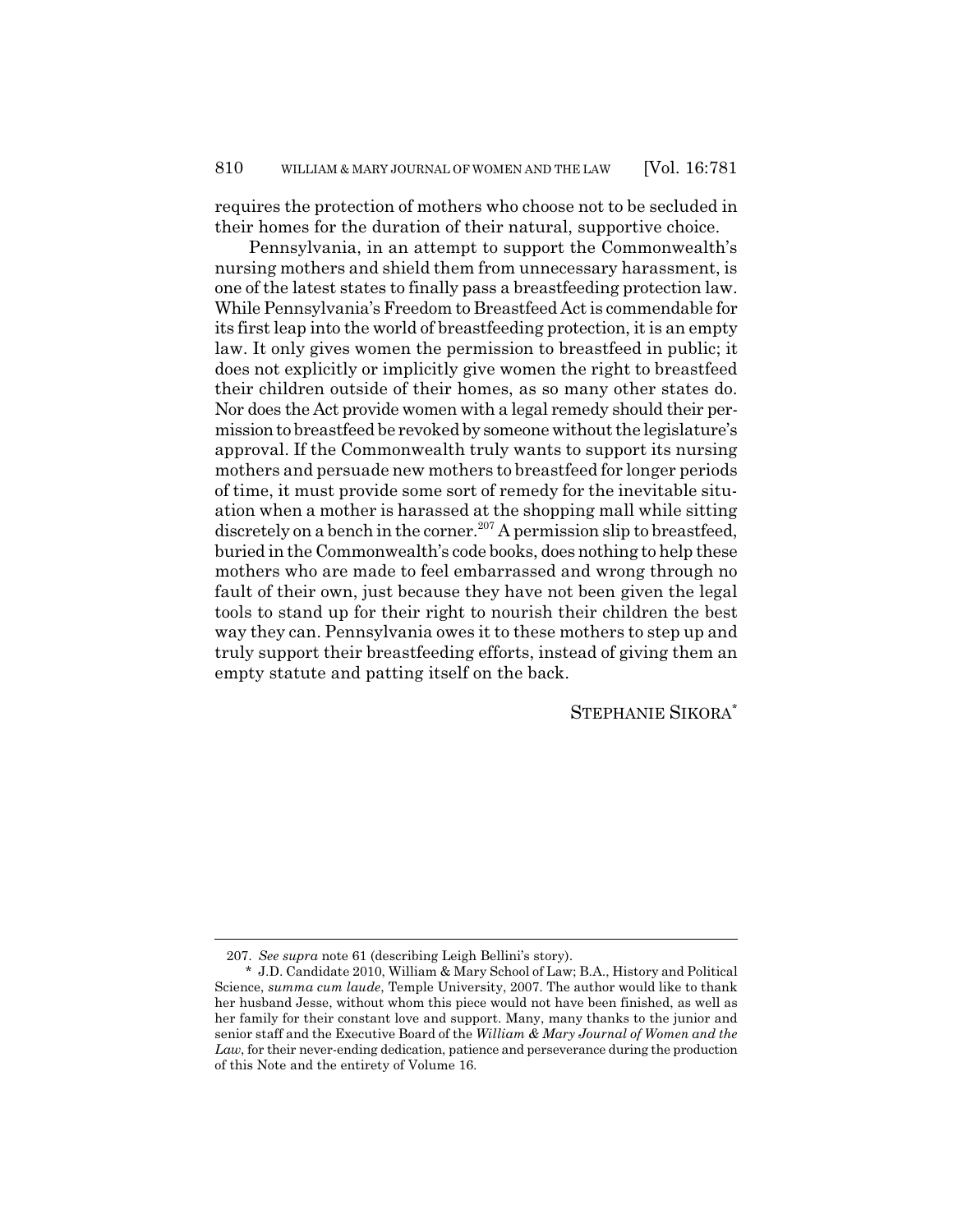requires the protection of mothers who choose not to be secluded in their homes for the duration of their natural, supportive choice.

Pennsylvania, in an attempt to support the Commonwealth's nursing mothers and shield them from unnecessary harassment, is one of the latest states to finally pass a breastfeeding protection law. While Pennsylvania's Freedom to Breastfeed Act is commendable for its first leap into the world of breastfeeding protection, it is an empty law. It only gives women the permission to breastfeed in public; it does not explicitly or implicitly give women the right to breastfeed their children outside of their homes, as so many other states do. Nor does the Act provide women with a legal remedy should their permission to breastfeed be revoked by someone without the legislature's approval. If the Commonwealth truly wants to support its nursing mothers and persuade new mothers to breastfeed for longer periods of time, it must provide some sort of remedy for the inevitable situation when a mother is harassed at the shopping mall while sitting discretely on a bench in the corner.[207] A permission slip to breastfeed, buried in the Commonwealth's code books, does nothing to help these mothers who are made to feel embarrassed and wrong through no fault of their own, just because they have not been given the legal tools to stand up for their right to nourish their children the best way they can. Pennsylvania owes it to these mothers to step up and truly support their breastfeeding efforts, instead of giving them an empty statute and patting itself on the back.

STEPHANIE SIKORA[*]

---

207. *See supra* note 61 (describing Leigh Bellini's story).

\* J.D. Candidate 2010, William & Mary School of Law; B.A., History and Political Science, *summa cum laude*, Temple University, 2007. The author would like to thank her husband Jesse, without whom this piece would not have been finished, as well as her family for their constant love and support. Many, many thanks to the junior and senior staff and the Executive Board of the *William & Mary Journal of Women and the Law*, for their never-ending dedication, patience and perseverance during the production of this Note and the entirety of Volume 16.